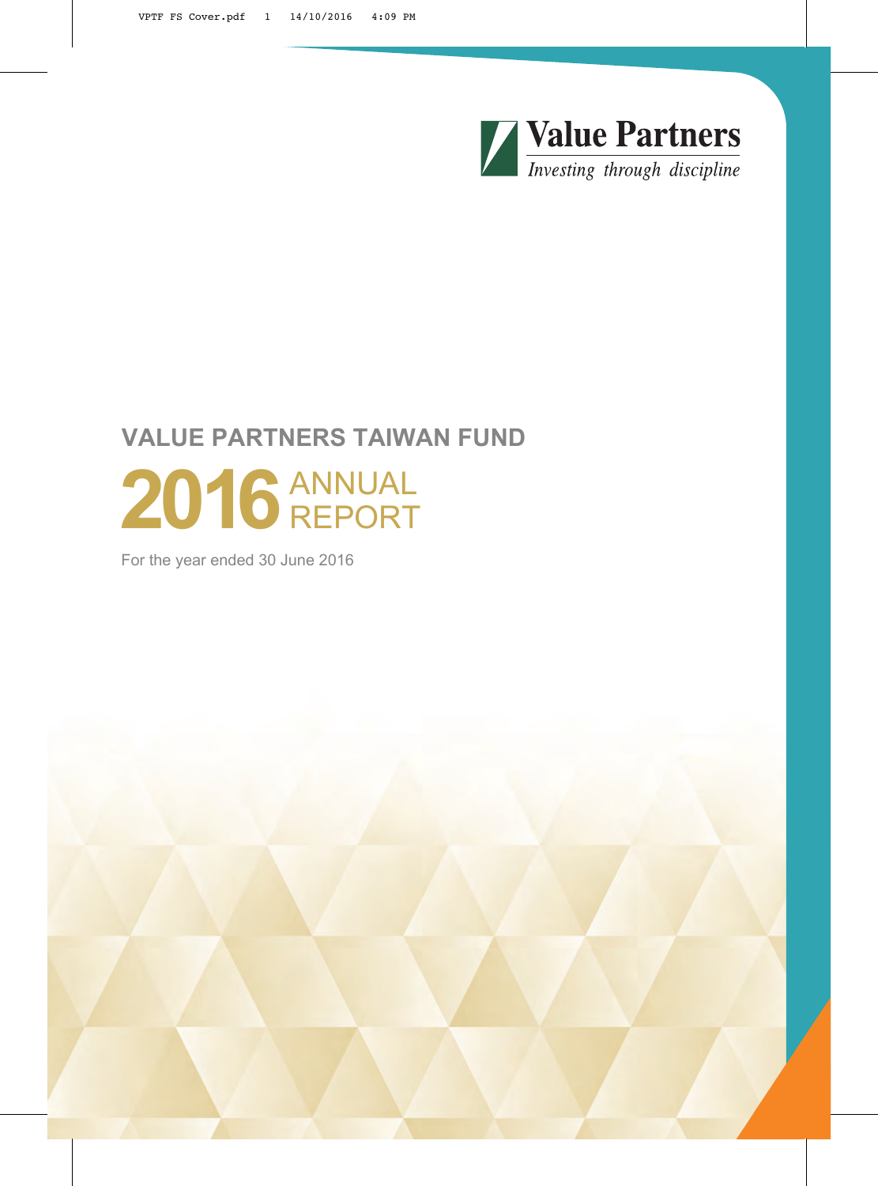Value Partners
*Investing through discipline*

# VALUE PARTNERS TAIWAN FUND

## 2016 ANNUAL REPORT

For the year ended 30 June 2016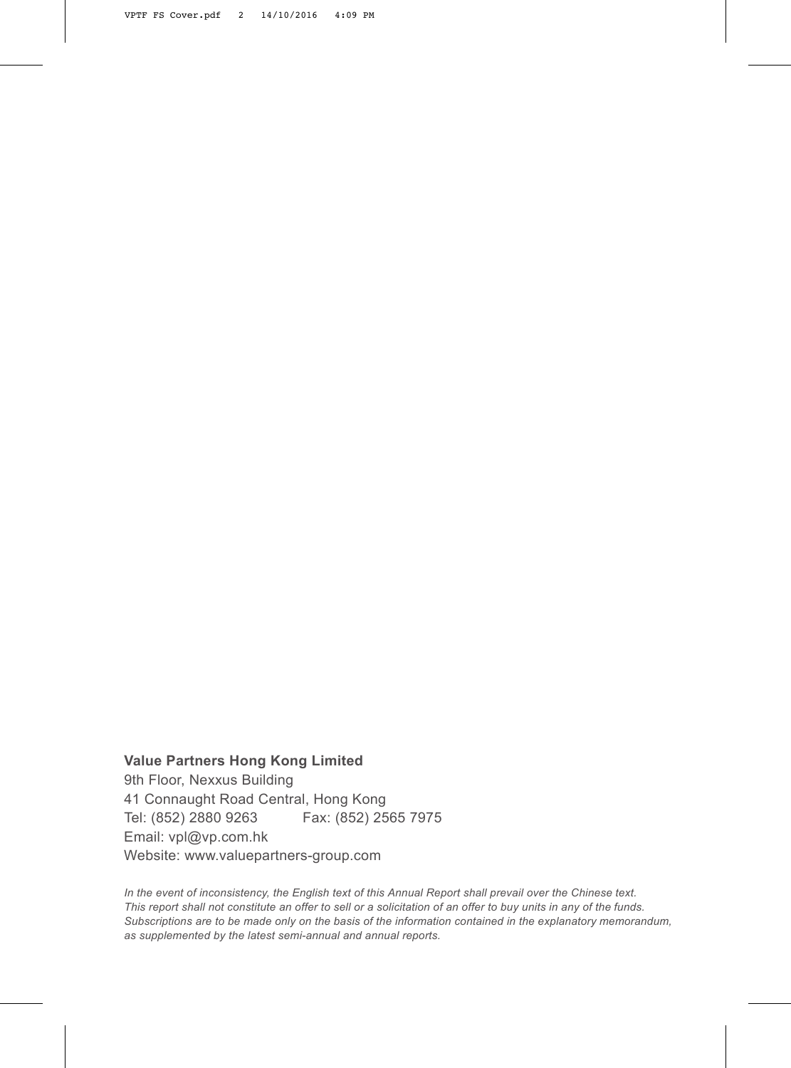**Value Partners Hong Kong Limited**

9th Floor, Nexxus Building
41 Connaught Road Central, Hong Kong
Tel: (852) 2880 9263 Fax: (852) 2565 7975
Email: vpl@vp.com.hk
Website: www.valuepartners-group.com

*In the event of inconsistency, the English text of this Annual Report shall prevail over the Chinese text. This report shall not constitute an offer to sell or a solicitation of an offer to buy units in any of the funds. Subscriptions are to be made only on the basis of the information contained in the explanatory memorandum, as supplemented by the latest semi-annual and annual reports.*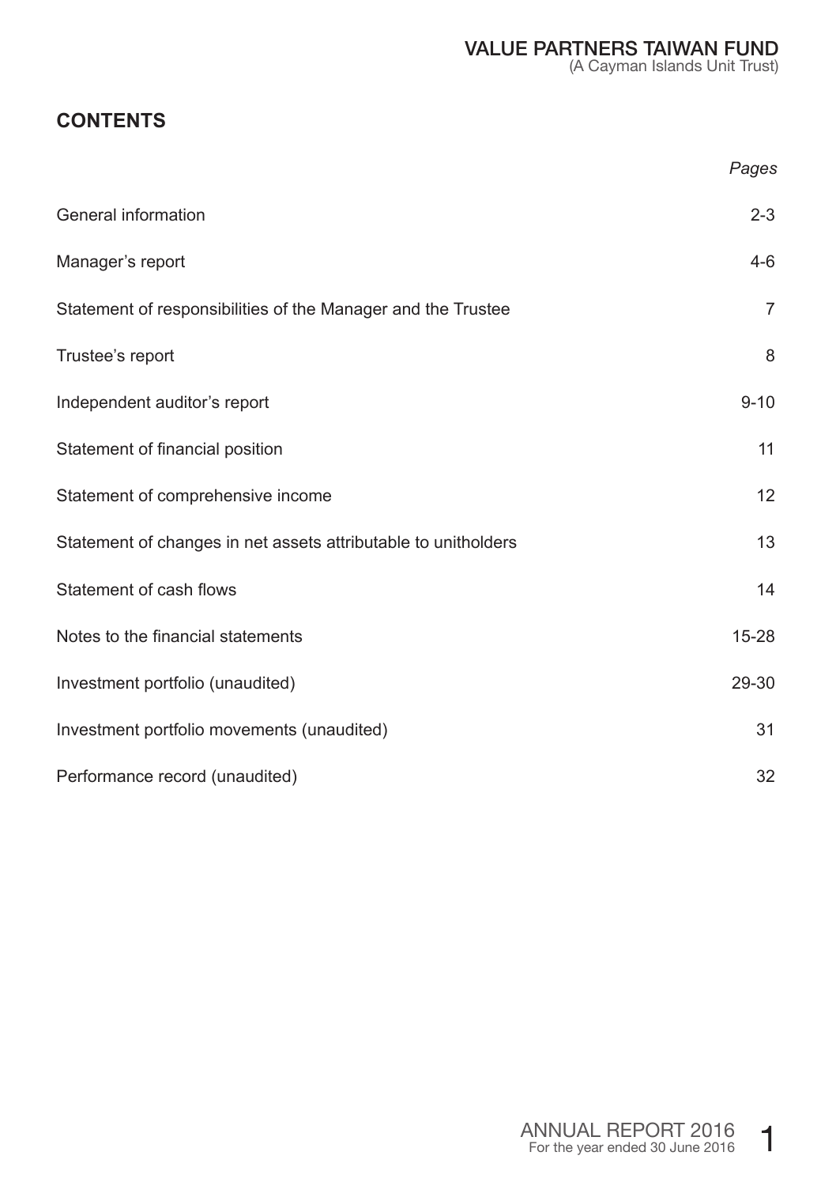## CONTENTS

| | *Pages* |
|---|---|
| General information | 2-3 |
| Manager's report | 4-6 |
| Statement of responsibilities of the Manager and the Trustee | 7 |
| Trustee's report | 8 |
| Independent auditor's report | 9-10 |
| Statement of financial position | 11 |
| Statement of comprehensive income | 12 |
| Statement of changes in net assets attributable to unitholders | 13 |
| Statement of cash flows | 14 |
| Notes to the financial statements | 15-28 |
| Investment portfolio (unaudited) | 29-30 |
| Investment portfolio movements (unaudited) | 31 |
| Performance record (unaudited) | 32 |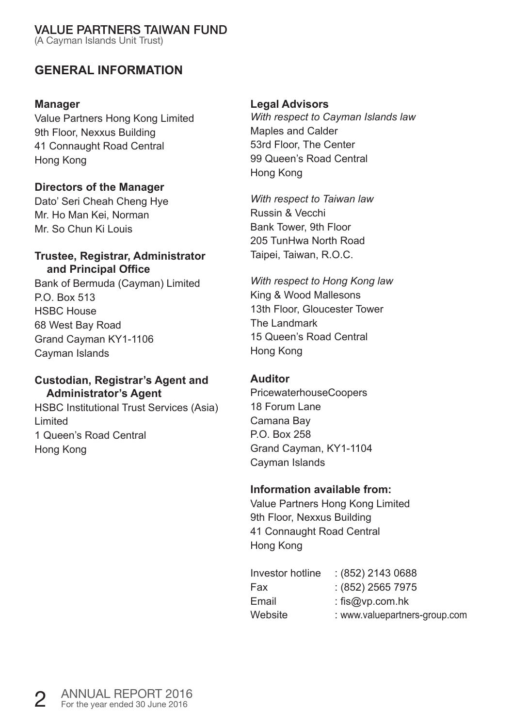# VALUE PARTNERS TAIWAN FUND

(A Cayman Islands Unit Trust)

## GENERAL INFORMATION

**Manager**
Value Partners Hong Kong Limited
9th Floor, Nexxus Building
41 Connaught Road Central
Hong Kong

**Directors of the Manager**
Dato' Seri Cheah Cheng Hye
Mr. Ho Man Kei, Norman
Mr. So Chun Ki Louis

**Trustee, Registrar, Administrator and Principal Office**
Bank of Bermuda (Cayman) Limited
P.O. Box 513
HSBC House
68 West Bay Road
Grand Cayman KY1-1106
Cayman Islands

**Custodian, Registrar's Agent and Administrator's Agent**
HSBC Institutional Trust Services (Asia) Limited
1 Queen's Road Central
Hong Kong

**Legal Advisors**

*With respect to Cayman Islands law*
Maples and Calder
53rd Floor, The Center
99 Queen's Road Central
Hong Kong

*With respect to Taiwan law*
Russin & Vecchi
Bank Tower, 9th Floor
205 TunHwa North Road
Taipei, Taiwan, R.O.C.

*With respect to Hong Kong law*
King & Wood Mallesons
13th Floor, Gloucester Tower
The Landmark
15 Queen's Road Central
Hong Kong

**Auditor**
PricewaterhouseCoopers
18 Forum Lane
Camana Bay
P.O. Box 258
Grand Cayman, KY1-1104
Cayman Islands

**Information available from:**
Value Partners Hong Kong Limited
9th Floor, Nexxus Building
41 Connaught Road Central
Hong Kong

| | |
|---|---|
| Investor hotline | : (852) 2143 0688 |
| Fax | : (852) 2565 7975 |
| Email | : fis@vp.com.hk |
| Website | : www.valuepartners-group.com |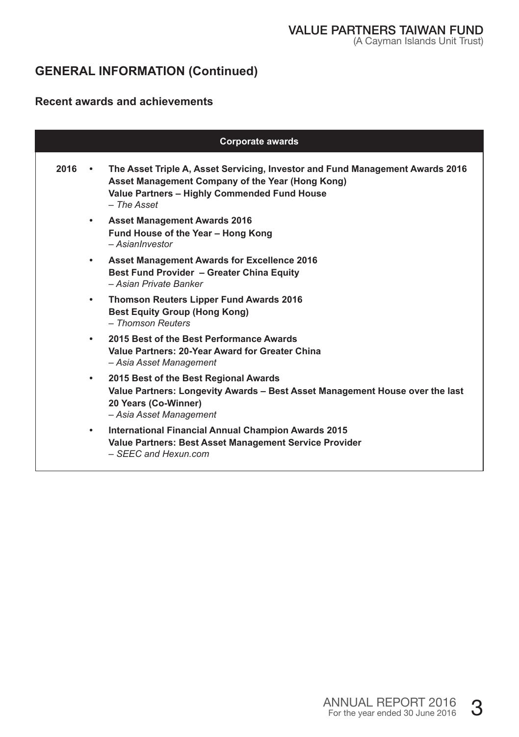## GENERAL INFORMATION (Continued)

### Recent awards and achievements

| Corporate awards | |
|---|---|
| 2016 | • **The Asset Triple A, Asset Servicing, Investor and Fund Management Awards 2016**<br>**Asset Management Company of the Year (Hong Kong)**<br>**Value Partners – Highly Commended Fund House**<br>*– The Asset* |
| | • **Asset Management Awards 2016**<br>**Fund House of the Year – Hong Kong**<br>*– AsianInvestor* |
| | • **Asset Management Awards for Excellence 2016**<br>**Best Fund Provider – Greater China Equity**<br>*– Asian Private Banker* |
| | • **Thomson Reuters Lipper Fund Awards 2016**<br>**Best Equity Group (Hong Kong)**<br>*– Thomson Reuters* |
| | • **2015 Best of the Best Performance Awards**<br>**Value Partners: 20-Year Award for Greater China**<br>*– Asia Asset Management* |
| | • **2015 Best of the Best Regional Awards**<br>**Value Partners: Longevity Awards – Best Asset Management House over the last 20 Years (Co-Winner)**<br>*– Asia Asset Management* |
| | • **International Financial Annual Champion Awards 2015**<br>**Value Partners: Best Asset Management Service Provider**<br>*– SEEC and Hexun.com* |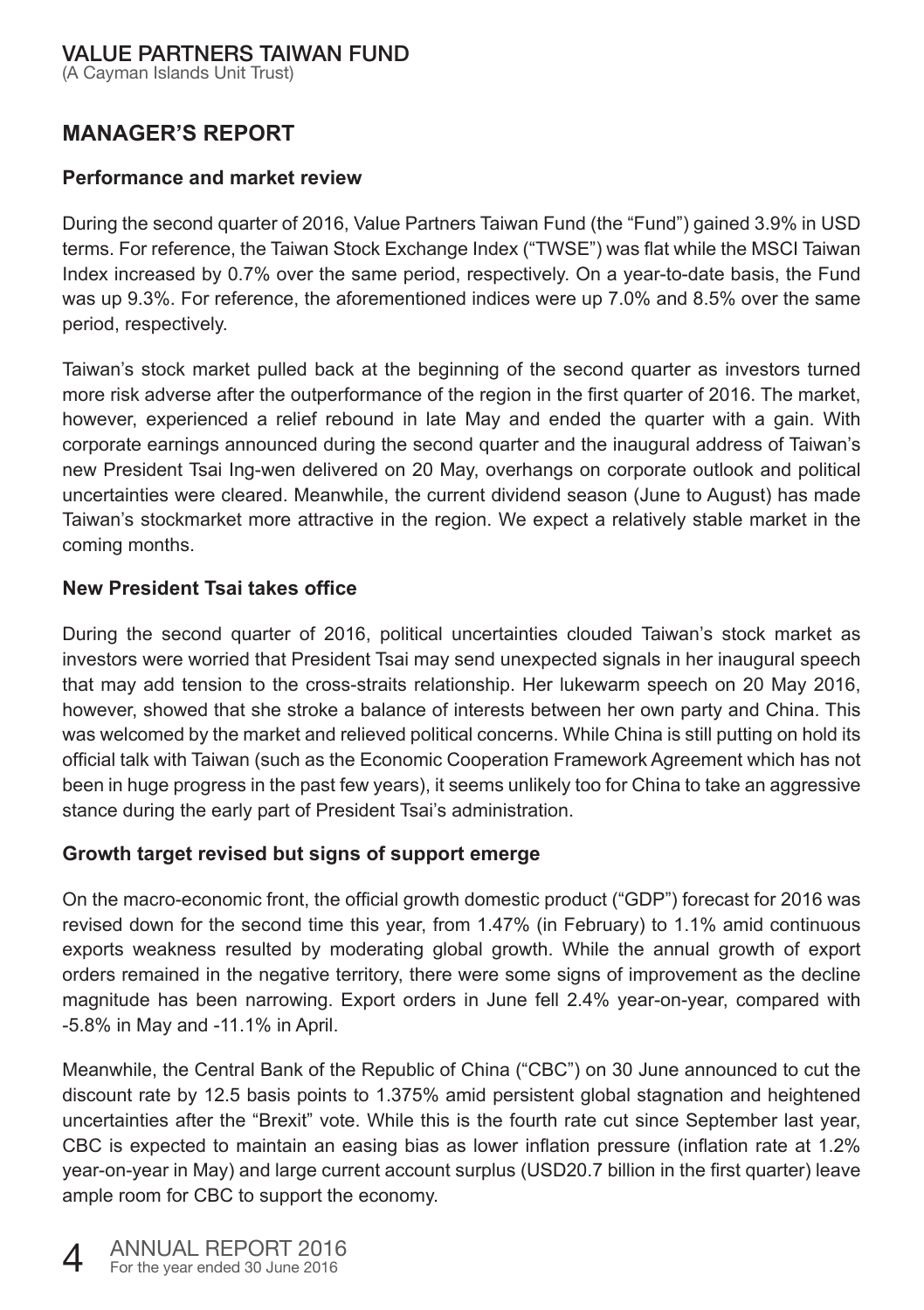## MANAGER'S REPORT

### Performance and market review

During the second quarter of 2016, Value Partners Taiwan Fund (the "Fund") gained 3.9% in USD terms. For reference, the Taiwan Stock Exchange Index ("TWSE") was flat while the MSCI Taiwan Index increased by 0.7% over the same period, respectively. On a year-to-date basis, the Fund was up 9.3%. For reference, the aforementioned indices were up 7.0% and 8.5% over the same period, respectively.

Taiwan's stock market pulled back at the beginning of the second quarter as investors turned more risk adverse after the outperformance of the region in the first quarter of 2016. The market, however, experienced a relief rebound in late May and ended the quarter with a gain. With corporate earnings announced during the second quarter and the inaugural address of Taiwan's new President Tsai Ing-wen delivered on 20 May, overhangs on corporate outlook and political uncertainties were cleared. Meanwhile, the current dividend season (June to August) has made Taiwan's stockmarket more attractive in the region. We expect a relatively stable market in the coming months.

### New President Tsai takes office

During the second quarter of 2016, political uncertainties clouded Taiwan's stock market as investors were worried that President Tsai may send unexpected signals in her inaugural speech that may add tension to the cross-straits relationship. Her lukewarm speech on 20 May 2016, however, showed that she stroke a balance of interests between her own party and China. This was welcomed by the market and relieved political concerns. While China is still putting on hold its official talk with Taiwan (such as the Economic Cooperation Framework Agreement which has not been in huge progress in the past few years), it seems unlikely too for China to take an aggressive stance during the early part of President Tsai's administration.

### Growth target revised but signs of support emerge

On the macro-economic front, the official growth domestic product ("GDP") forecast for 2016 was revised down for the second time this year, from 1.47% (in February) to 1.1% amid continuous exports weakness resulted by moderating global growth. While the annual growth of export orders remained in the negative territory, there were some signs of improvement as the decline magnitude has been narrowing. Export orders in June fell 2.4% year-on-year, compared with -5.8% in May and -11.1% in April.

Meanwhile, the Central Bank of the Republic of China ("CBC") on 30 June announced to cut the discount rate by 12.5 basis points to 1.375% amid persistent global stagnation and heightened uncertainties after the "Brexit" vote. While this is the fourth rate cut since September last year, CBC is expected to maintain an easing bias as lower inflation pressure (inflation rate at 1.2% year-on-year in May) and large current account surplus (USD20.7 billion in the first quarter) leave ample room for CBC to support the economy.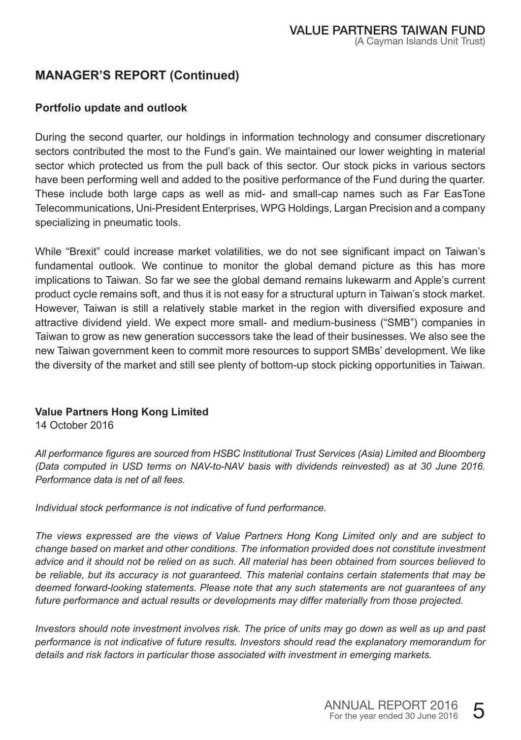## MANAGER'S REPORT (Continued)

### Portfolio update and outlook

During the second quarter, our holdings in information technology and consumer discretionary sectors contributed the most to the Fund's gain. We maintained our lower weighting in material sector which protected us from the pull back of this sector. Our stock picks in various sectors have been performing well and added to the positive performance of the Fund during the quarter. These include both large caps as well as mid- and small-cap names such as Far EasTone Telecommunications, Uni-President Enterprises, WPG Holdings, Largan Precision and a company specializing in pneumatic tools.

While "Brexit" could increase market volatilities, we do not see significant impact on Taiwan's fundamental outlook. We continue to monitor the global demand picture as this has more implications to Taiwan. So far we see the global demand remains lukewarm and Apple's current product cycle remains soft, and thus it is not easy for a structural upturn in Taiwan's stock market. However, Taiwan is still a relatively stable market in the region with diversified exposure and attractive dividend yield. We expect more small- and medium-business ("SMB") companies in Taiwan to grow as new generation successors take the lead of their businesses. We also see the new Taiwan government keen to commit more resources to support SMBs' development. We like the diversity of the market and still see plenty of bottom-up stock picking opportunities in Taiwan.

**Value Partners Hong Kong Limited**
14 October 2016

*All performance figures are sourced from HSBC Institutional Trust Services (Asia) Limited and Bloomberg (Data computed in USD terms on NAV-to-NAV basis with dividends reinvested) as at 30 June 2016. Performance data is net of all fees.*

*Individual stock performance is not indicative of fund performance.*

*The views expressed are the views of Value Partners Hong Kong Limited only and are subject to change based on market and other conditions. The information provided does not constitute investment advice and it should not be relied on as such. All material has been obtained from sources believed to be reliable, but its accuracy is not guaranteed. This material contains certain statements that may be deemed forward-looking statements. Please note that any such statements are not guarantees of any future performance and actual results or developments may differ materially from those projected.*

*Investors should note investment involves risk. The price of units may go down as well as up and past performance is not indicative of future results. Investors should read the explanatory memorandum for details and risk factors in particular those associated with investment in emerging markets.*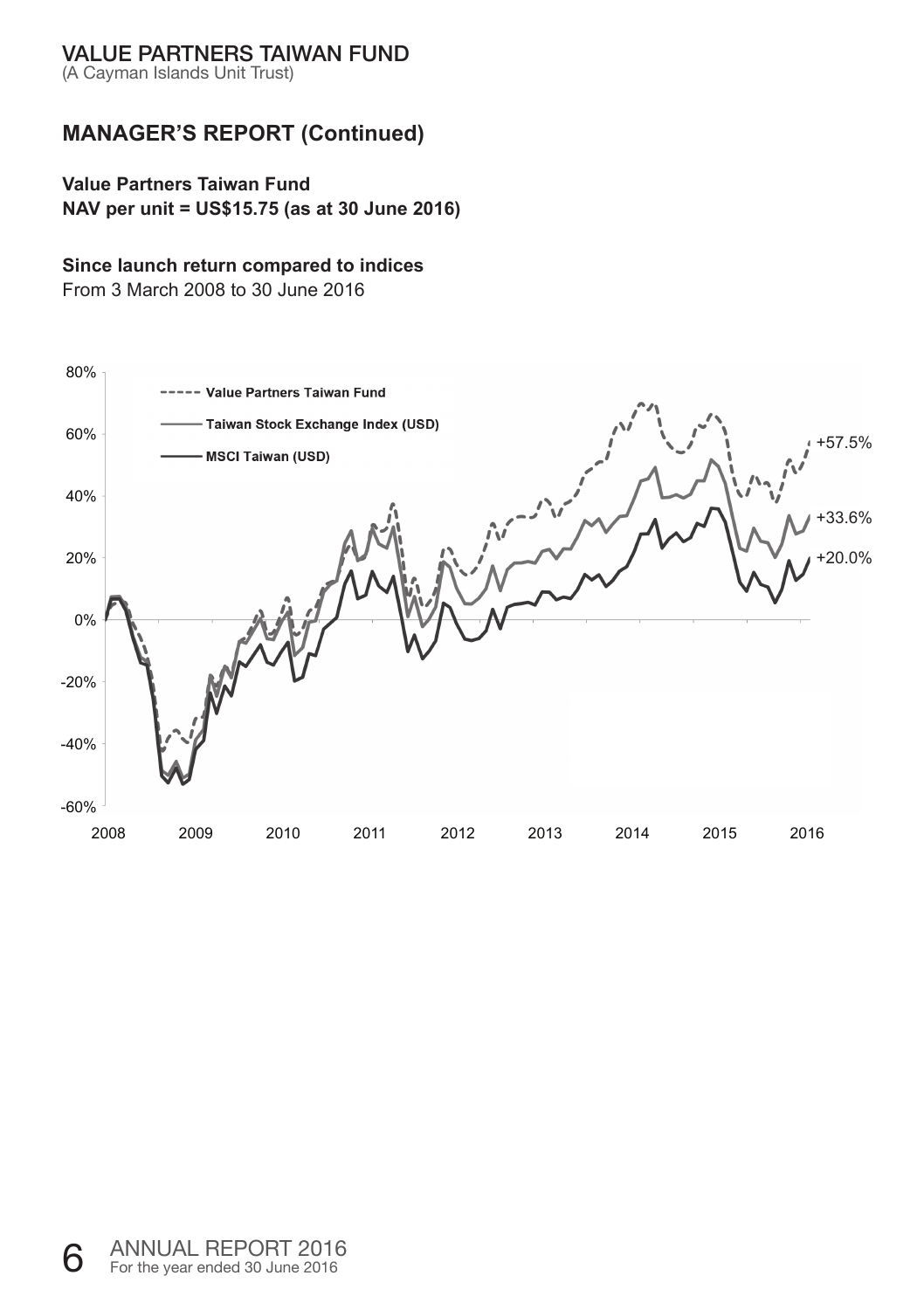## MANAGER'S REPORT (Continued)

**Value Partners Taiwan Fund**
**NAV per unit = US$15.75 (as at 30 June 2016)**

**Since launch return compared to indices**
From 3 March 2008 to 30 June 2016

- - - - - Value Partners Taiwan Fund +57.5%
—— Taiwan Stock Exchange Index (USD) +33.6%
—— MSCI Taiwan (USD) +20.0%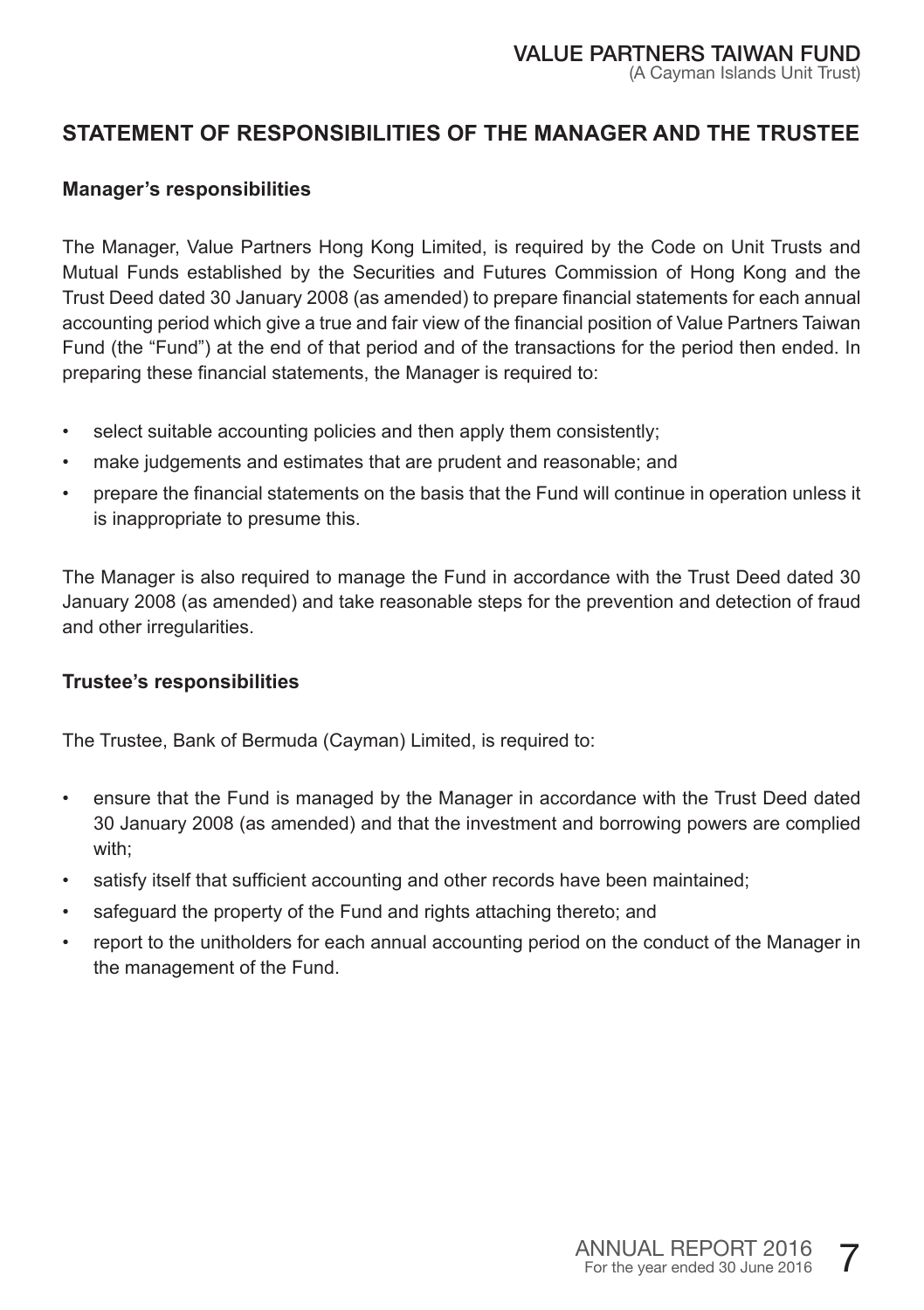## STATEMENT OF RESPONSIBILITIES OF THE MANAGER AND THE TRUSTEE

### Manager's responsibilities

The Manager, Value Partners Hong Kong Limited, is required by the Code on Unit Trusts and Mutual Funds established by the Securities and Futures Commission of Hong Kong and the Trust Deed dated 30 January 2008 (as amended) to prepare financial statements for each annual accounting period which give a true and fair view of the financial position of Value Partners Taiwan Fund (the "Fund") at the end of that period and of the transactions for the period then ended. In preparing these financial statements, the Manager is required to:

- select suitable accounting policies and then apply them consistently;
- make judgements and estimates that are prudent and reasonable; and
- prepare the financial statements on the basis that the Fund will continue in operation unless it is inappropriate to presume this.

The Manager is also required to manage the Fund in accordance with the Trust Deed dated 30 January 2008 (as amended) and take reasonable steps for the prevention and detection of fraud and other irregularities.

### Trustee's responsibilities

The Trustee, Bank of Bermuda (Cayman) Limited, is required to:

- ensure that the Fund is managed by the Manager in accordance with the Trust Deed dated 30 January 2008 (as amended) and that the investment and borrowing powers are complied with;
- satisfy itself that sufficient accounting and other records have been maintained;
- safeguard the property of the Fund and rights attaching thereto; and
- report to the unitholders for each annual accounting period on the conduct of the Manager in the management of the Fund.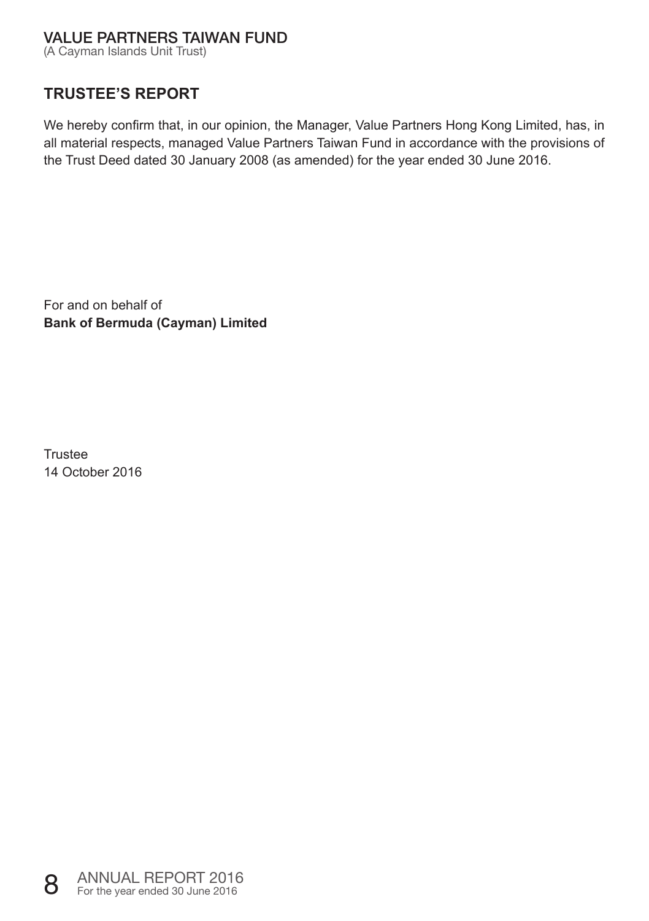## TRUSTEE'S REPORT

We hereby confirm that, in our opinion, the Manager, Value Partners Hong Kong Limited, has, in all material respects, managed Value Partners Taiwan Fund in accordance with the provisions of the Trust Deed dated 30 January 2008 (as amended) for the year ended 30 June 2016.

For and on behalf of
**Bank of Bermuda (Cayman) Limited**

Trustee
14 October 2016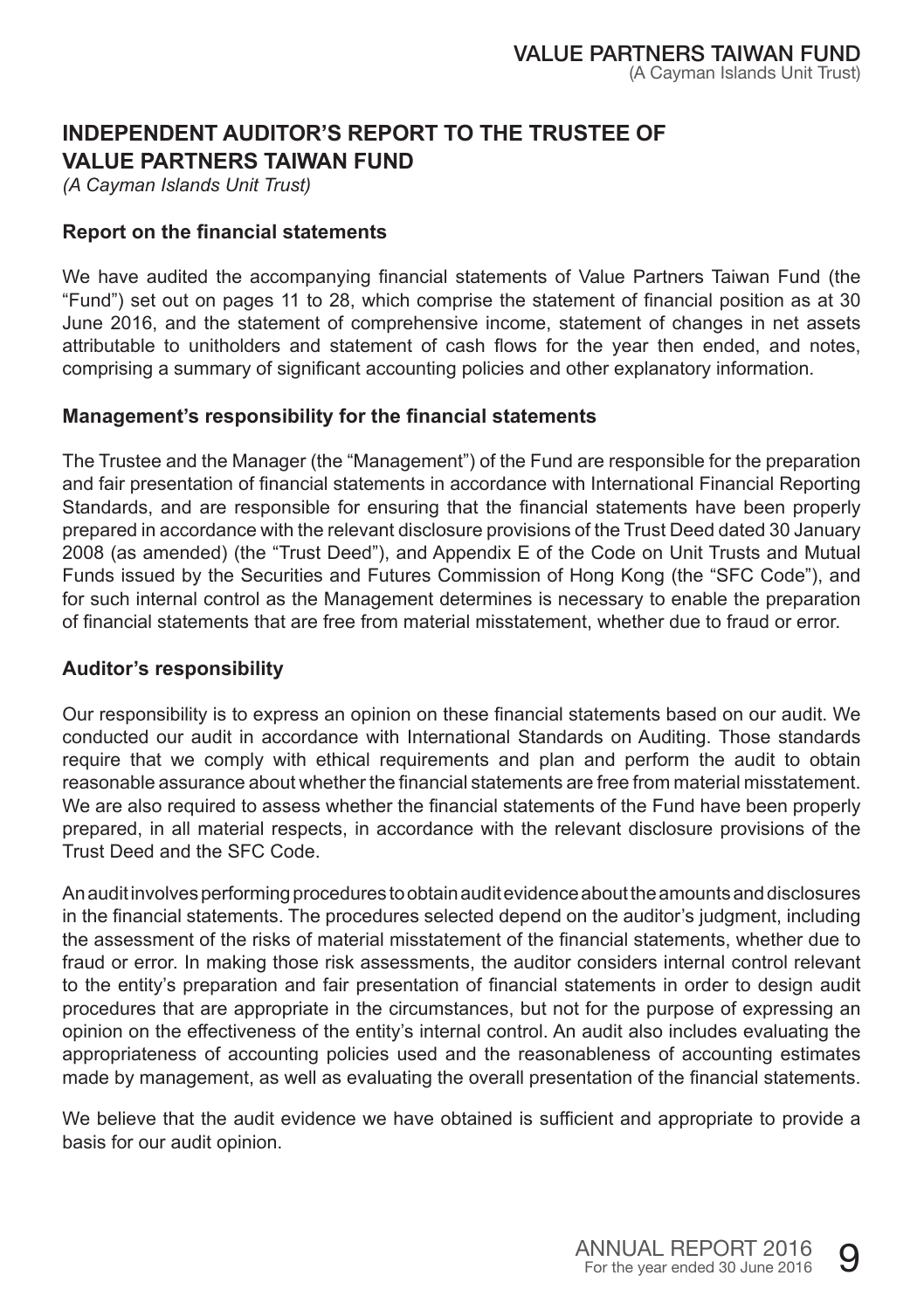# INDEPENDENT AUDITOR'S REPORT TO THE TRUSTEE OF VALUE PARTNERS TAIWAN FUND

*(A Cayman Islands Unit Trust)*

### Report on the financial statements

We have audited the accompanying financial statements of Value Partners Taiwan Fund (the "Fund") set out on pages 11 to 28, which comprise the statement of financial position as at 30 June 2016, and the statement of comprehensive income, statement of changes in net assets attributable to unitholders and statement of cash flows for the year then ended, and notes, comprising a summary of significant accounting policies and other explanatory information.

### Management's responsibility for the financial statements

The Trustee and the Manager (the "Management") of the Fund are responsible for the preparation and fair presentation of financial statements in accordance with International Financial Reporting Standards, and are responsible for ensuring that the financial statements have been properly prepared in accordance with the relevant disclosure provisions of the Trust Deed dated 30 January 2008 (as amended) (the "Trust Deed"), and Appendix E of the Code on Unit Trusts and Mutual Funds issued by the Securities and Futures Commission of Hong Kong (the "SFC Code"), and for such internal control as the Management determines is necessary to enable the preparation of financial statements that are free from material misstatement, whether due to fraud or error.

### Auditor's responsibility

Our responsibility is to express an opinion on these financial statements based on our audit. We conducted our audit in accordance with International Standards on Auditing. Those standards require that we comply with ethical requirements and plan and perform the audit to obtain reasonable assurance about whether the financial statements are free from material misstatement. We are also required to assess whether the financial statements of the Fund have been properly prepared, in all material respects, in accordance with the relevant disclosure provisions of the Trust Deed and the SFC Code.

An audit involves performing procedures to obtain audit evidence about the amounts and disclosures in the financial statements. The procedures selected depend on the auditor's judgment, including the assessment of the risks of material misstatement of the financial statements, whether due to fraud or error. In making those risk assessments, the auditor considers internal control relevant to the entity's preparation and fair presentation of financial statements in order to design audit procedures that are appropriate in the circumstances, but not for the purpose of expressing an opinion on the effectiveness of the entity's internal control. An audit also includes evaluating the appropriateness of accounting policies used and the reasonableness of accounting estimates made by management, as well as evaluating the overall presentation of the financial statements.

We believe that the audit evidence we have obtained is sufficient and appropriate to provide a basis for our audit opinion.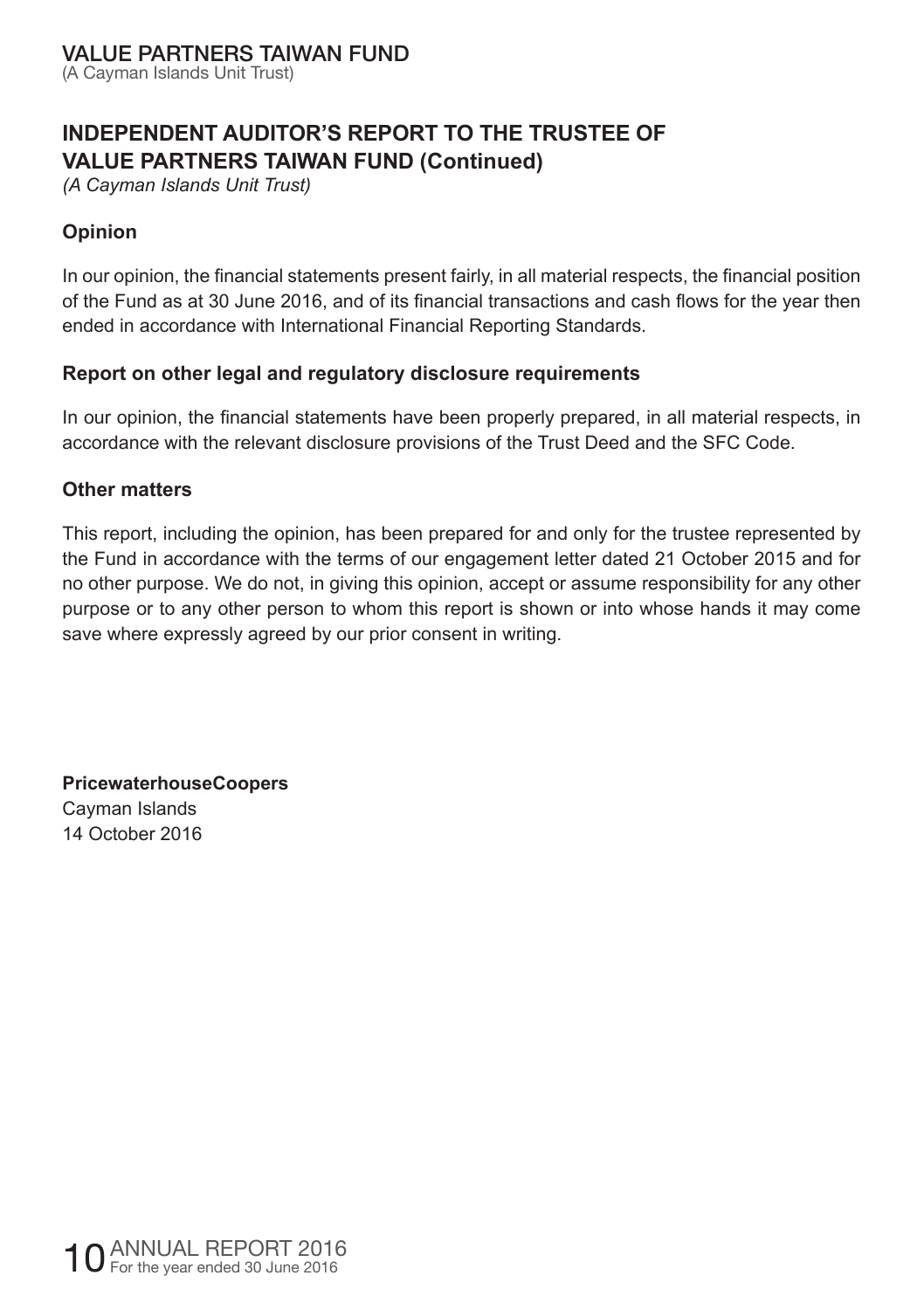# INDEPENDENT AUDITOR'S REPORT TO THE TRUSTEE OF VALUE PARTNERS TAIWAN FUND (Continued)

*(A Cayman Islands Unit Trust)*

## Opinion

In our opinion, the financial statements present fairly, in all material respects, the financial position of the Fund as at 30 June 2016, and of its financial transactions and cash flows for the year then ended in accordance with International Financial Reporting Standards.

## Report on other legal and regulatory disclosure requirements

In our opinion, the financial statements have been properly prepared, in all material respects, in accordance with the relevant disclosure provisions of the Trust Deed and the SFC Code.

## Other matters

This report, including the opinion, has been prepared for and only for the trustee represented by the Fund in accordance with the terms of our engagement letter dated 21 October 2015 and for no other purpose. We do not, in giving this opinion, accept or assume responsibility for any other purpose or to any other person to whom this report is shown or into whose hands it may come save where expressly agreed by our prior consent in writing.

**PricewaterhouseCoopers**
Cayman Islands
14 October 2016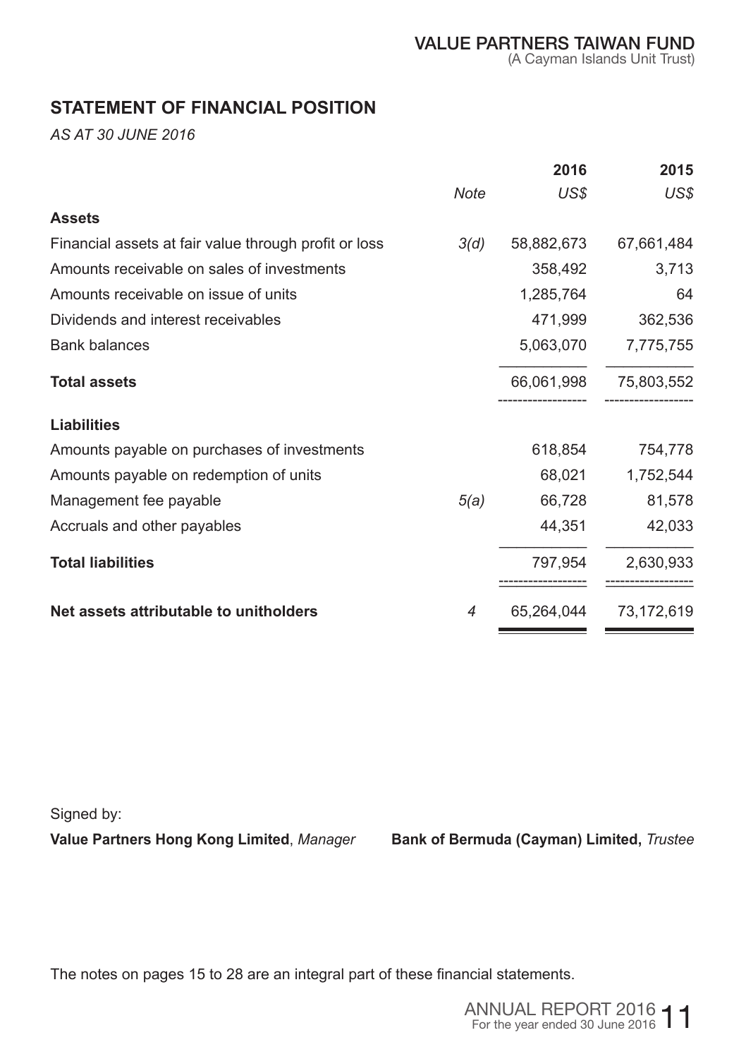## STATEMENT OF FINANCIAL POSITION

*AS AT 30 JUNE 2016*

| | Note | 2016 US$ | 2015 US$ |
|---|---|---|---|
| **Assets** | | | |
| Financial assets at fair value through profit or loss | 3(d) | 58,882,673 | 67,661,484 |
| Amounts receivable on sales of investments | | 358,492 | 3,713 |
| Amounts receivable on issue of units | | 1,285,764 | 64 |
| Dividends and interest receivables | | 471,999 | 362,536 |
| Bank balances | | 5,063,070 | 7,775,755 |
| **Total assets** | | 66,061,998 | 75,803,552 |
| **Liabilities** | | | |
| Amounts payable on purchases of investments | | 618,854 | 754,778 |
| Amounts payable on redemption of units | | 68,021 | 1,752,544 |
| Management fee payable | 5(a) | 66,728 | 81,578 |
| Accruals and other payables | | 44,351 | 42,033 |
| **Total liabilities** | | 797,954 | 2,630,933 |
| **Net assets attributable to unitholders** | 4 | 65,264,044 | 73,172,619 |

Signed by:

**Value Partners Hong Kong Limited**, *Manager*

**Bank of Bermuda (Cayman) Limited,** *Trustee*

The notes on pages 15 to 28 are an integral part of these financial statements.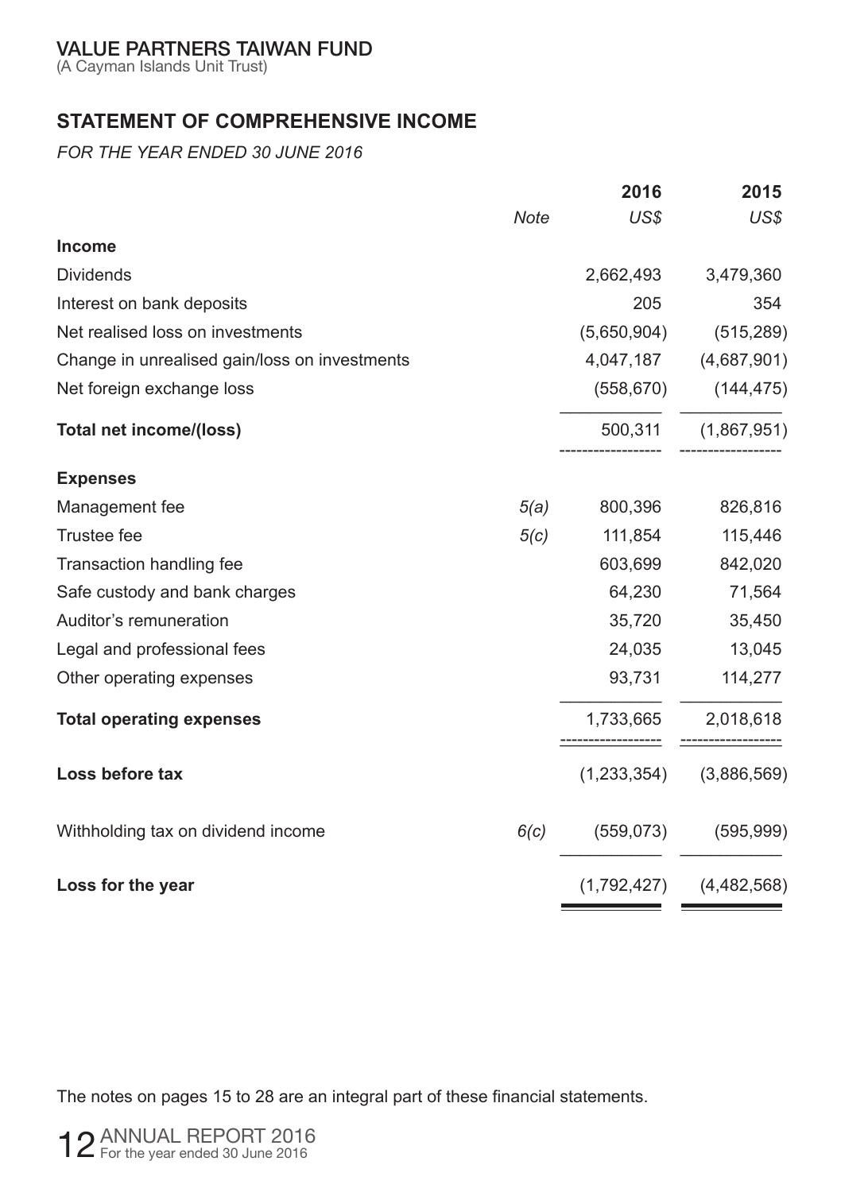VALUE PARTNERS TAIWAN FUND
(A Cayman Islands Unit Trust)

## STATEMENT OF COMPREHENSIVE INCOME

*FOR THE YEAR ENDED 30 JUNE 2016*

| | *Note* | **2016** *US$* | **2015** *US$* |
|---|---|---|---|
| **Income** | | | |
| Dividends | | 2,662,493 | 3,479,360 |
| Interest on bank deposits | | 205 | 354 |
| Net realised loss on investments | | (5,650,904) | (515,289) |
| Change in unrealised gain/loss on investments | | 4,047,187 | (4,687,901) |
| Net foreign exchange loss | | (558,670) | (144,475) |
| **Total net income/(loss)** | | 500,311 | (1,867,951) |
| **Expenses** | | | |
| Management fee | *5(a)* | 800,396 | 826,816 |
| Trustee fee | *5(c)* | 111,854 | 115,446 |
| Transaction handling fee | | 603,699 | 842,020 |
| Safe custody and bank charges | | 64,230 | 71,564 |
| Auditor's remuneration | | 35,720 | 35,450 |
| Legal and professional fees | | 24,035 | 13,045 |
| Other operating expenses | | 93,731 | 114,277 |
| **Total operating expenses** | | 1,733,665 | 2,018,618 |
| **Loss before tax** | | (1,233,354) | (3,886,569) |
| Withholding tax on dividend income | *6(c)* | (559,073) | (595,999) |
| **Loss for the year** | | (1,792,427) | (4,482,568) |

The notes on pages 15 to 28 are an integral part of these financial statements.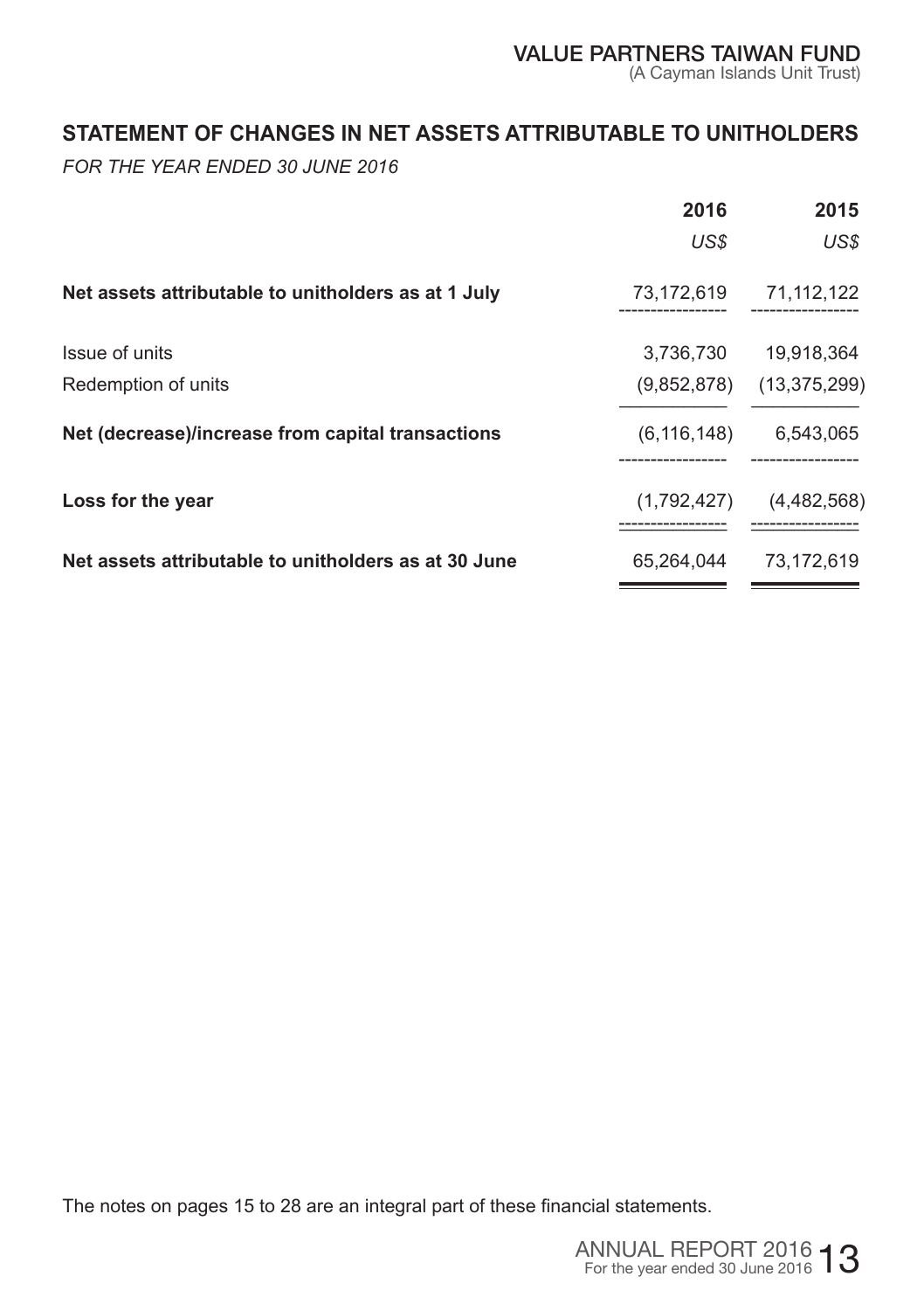## STATEMENT OF CHANGES IN NET ASSETS ATTRIBUTABLE TO UNITHOLDERS

*FOR THE YEAR ENDED 30 JUNE 2016*

| | 2016 | 2015 |
|---|---|---|
| | *US$* | *US$* |
| **Net assets attributable to unitholders as at 1 July** | 73,172,619 | 71,112,122 |
| Issue of units | 3,736,730 | 19,918,364 |
| Redemption of units | (9,852,878) | (13,375,299) |
| **Net (decrease)/increase from capital transactions** | (6,116,148) | 6,543,065 |
| **Loss for the year** | (1,792,427) | (4,482,568) |
| **Net assets attributable to unitholders as at 30 June** | 65,264,044 | 73,172,619 |

The notes on pages 15 to 28 are an integral part of these financial statements.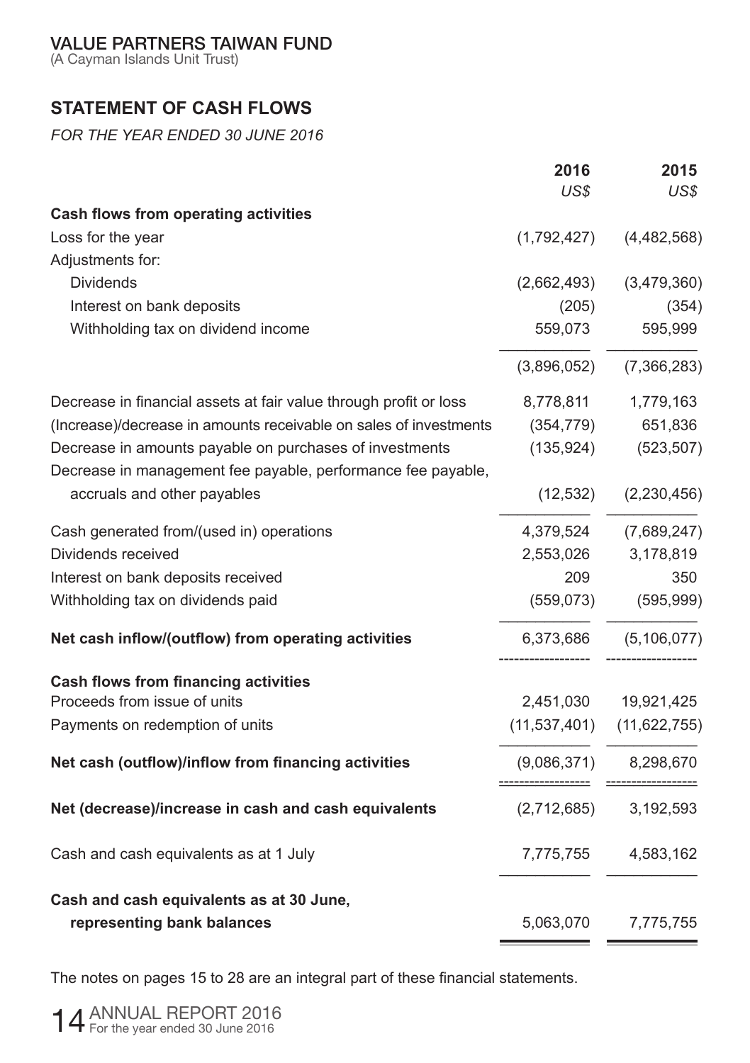VALUE PARTNERS TAIWAN FUND
(A Cayman Islands Unit Trust)

## STATEMENT OF CASH FLOWS

*FOR THE YEAR ENDED 30 JUNE 2016*

| | 2016 | 2015 |
|---|---|---|
| | *US$* | *US$* |
| **Cash flows from operating activities** | | |
| Loss for the year | (1,792,427) | (4,482,568) |
| Adjustments for: | | |
| Dividends | (2,662,493) | (3,479,360) |
| Interest on bank deposits | (205) | (354) |
| Withholding tax on dividend income | 559,073 | 595,999 |
| | (3,896,052) | (7,366,283) |
| Decrease in financial assets at fair value through profit or loss | 8,778,811 | 1,779,163 |
| (Increase)/decrease in amounts receivable on sales of investments | (354,779) | 651,836 |
| Decrease in amounts payable on purchases of investments | (135,924) | (523,507) |
| Decrease in management fee payable, performance fee payable, accruals and other payables | (12,532) | (2,230,456) |
| Cash generated from/(used in) operations | 4,379,524 | (7,689,247) |
| Dividends received | 2,553,026 | 3,178,819 |
| Interest on bank deposits received | 209 | 350 |
| Withholding tax on dividends paid | (559,073) | (595,999) |
| **Net cash inflow/(outflow) from operating activities** | 6,373,686 | (5,106,077) |
| **Cash flows from financing activities** | | |
| Proceeds from issue of units | 2,451,030 | 19,921,425 |
| Payments on redemption of units | (11,537,401) | (11,622,755) |
| **Net cash (outflow)/inflow from financing activities** | (9,086,371) | 8,298,670 |
| **Net (decrease)/increase in cash and cash equivalents** | (2,712,685) | 3,192,593 |
| Cash and cash equivalents as at 1 July | 7,775,755 | 4,583,162 |
| **Cash and cash equivalents as at 30 June, representing bank balances** | 5,063,070 | 7,775,755 |

The notes on pages 15 to 28 are an integral part of these financial statements.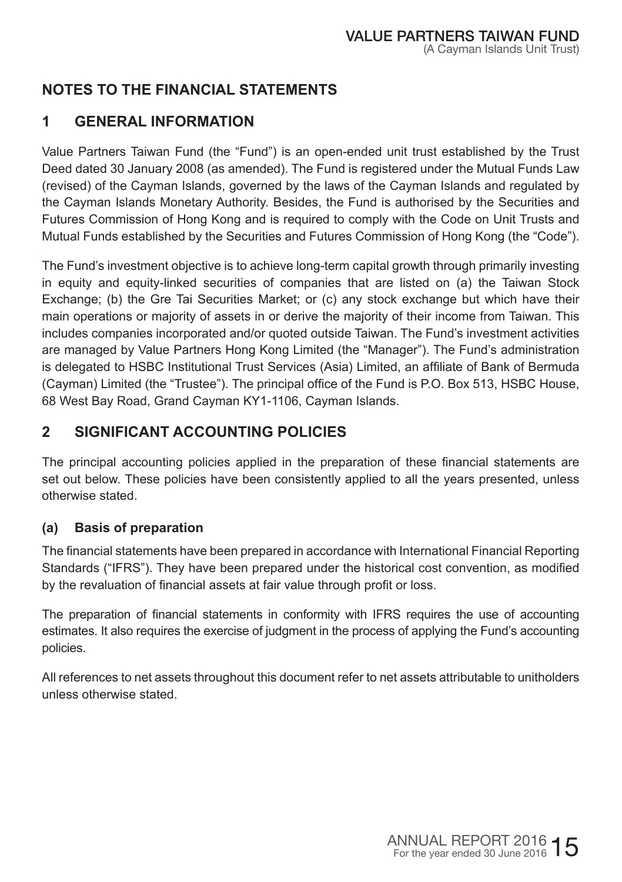# NOTES TO THE FINANCIAL STATEMENTS

## 1 GENERAL INFORMATION

Value Partners Taiwan Fund (the "Fund") is an open-ended unit trust established by the Trust Deed dated 30 January 2008 (as amended). The Fund is registered under the Mutual Funds Law (revised) of the Cayman Islands, governed by the laws of the Cayman Islands and regulated by the Cayman Islands Monetary Authority. Besides, the Fund is authorised by the Securities and Futures Commission of Hong Kong and is required to comply with the Code on Unit Trusts and Mutual Funds established by the Securities and Futures Commission of Hong Kong (the "Code").

The Fund's investment objective is to achieve long-term capital growth through primarily investing in equity and equity-linked securities of companies that are listed on (a) the Taiwan Stock Exchange; (b) the Gre Tai Securities Market; or (c) any stock exchange but which have their main operations or majority of assets in or derive the majority of their income from Taiwan. This includes companies incorporated and/or quoted outside Taiwan. The Fund's investment activities are managed by Value Partners Hong Kong Limited (the "Manager"). The Fund's administration is delegated to HSBC Institutional Trust Services (Asia) Limited, an affiliate of Bank of Bermuda (Cayman) Limited (the "Trustee"). The principal office of the Fund is P.O. Box 513, HSBC House, 68 West Bay Road, Grand Cayman KY1-1106, Cayman Islands.

## 2 SIGNIFICANT ACCOUNTING POLICIES

The principal accounting policies applied in the preparation of these financial statements are set out below. These policies have been consistently applied to all the years presented, unless otherwise stated.

### (a) Basis of preparation

The financial statements have been prepared in accordance with International Financial Reporting Standards ("IFRS"). They have been prepared under the historical cost convention, as modified by the revaluation of financial assets at fair value through profit or loss.

The preparation of financial statements in conformity with IFRS requires the use of accounting estimates. It also requires the exercise of judgment in the process of applying the Fund's accounting policies.

All references to net assets throughout this document refer to net assets attributable to unitholders unless otherwise stated.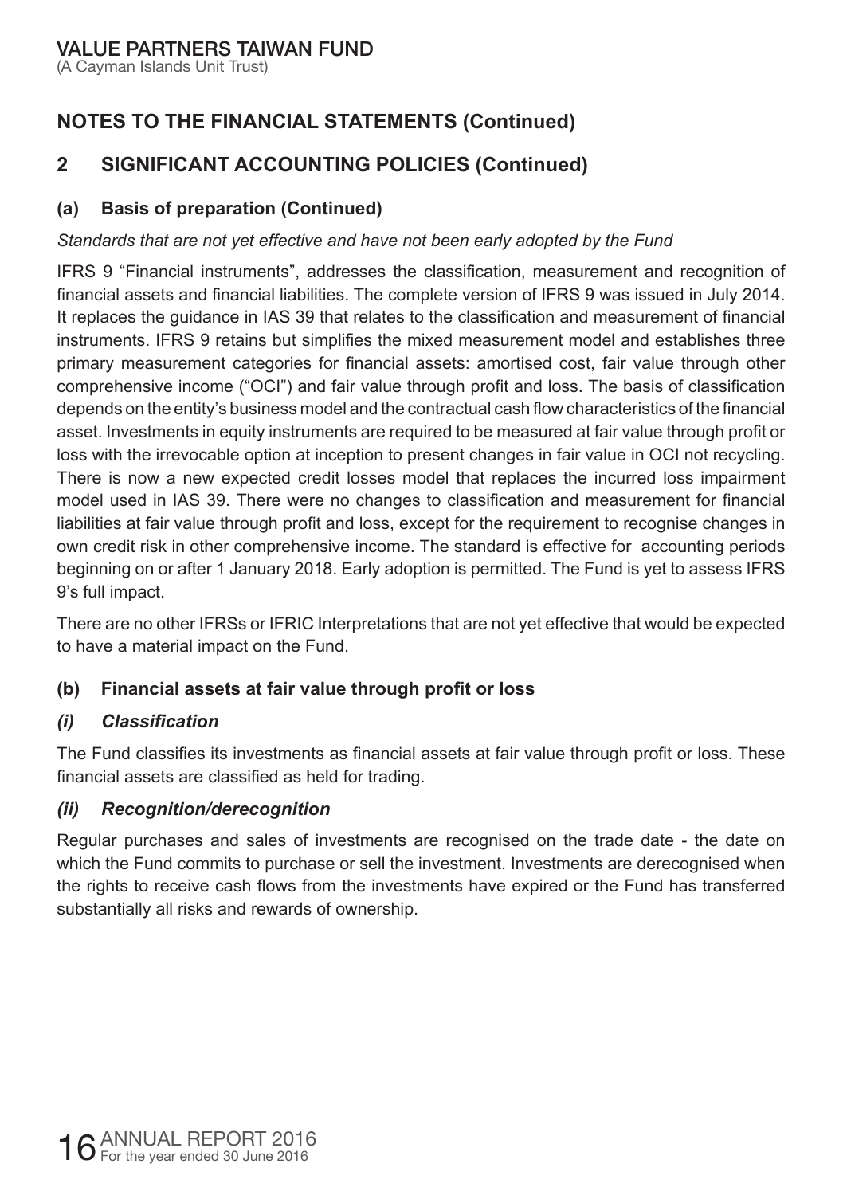## NOTES TO THE FINANCIAL STATEMENTS (Continued)

## 2 SIGNIFICANT ACCOUNTING POLICIES (Continued)

### (a) Basis of preparation (Continued)

*Standards that are not yet effective and have not been early adopted by the Fund*

IFRS 9 "Financial instruments", addresses the classification, measurement and recognition of financial assets and financial liabilities. The complete version of IFRS 9 was issued in July 2014. It replaces the guidance in IAS 39 that relates to the classification and measurement of financial instruments. IFRS 9 retains but simplifies the mixed measurement model and establishes three primary measurement categories for financial assets: amortised cost, fair value through other comprehensive income ("OCI") and fair value through profit and loss. The basis of classification depends on the entity's business model and the contractual cash flow characteristics of the financial asset. Investments in equity instruments are required to be measured at fair value through profit or loss with the irrevocable option at inception to present changes in fair value in OCI not recycling. There is now a new expected credit losses model that replaces the incurred loss impairment model used in IAS 39. There were no changes to classification and measurement for financial liabilities at fair value through profit and loss, except for the requirement to recognise changes in own credit risk in other comprehensive income. The standard is effective for accounting periods beginning on or after 1 January 2018. Early adoption is permitted. The Fund is yet to assess IFRS 9's full impact.

There are no other IFRSs or IFRIC Interpretations that are not yet effective that would be expected to have a material impact on the Fund.

### (b) Financial assets at fair value through profit or loss

#### *(i) Classification*

The Fund classifies its investments as financial assets at fair value through profit or loss. These financial assets are classified as held for trading.

#### *(ii) Recognition/derecognition*

Regular purchases and sales of investments are recognised on the trade date - the date on which the Fund commits to purchase or sell the investment. Investments are derecognised when the rights to receive cash flows from the investments have expired or the Fund has transferred substantially all risks and rewards of ownership.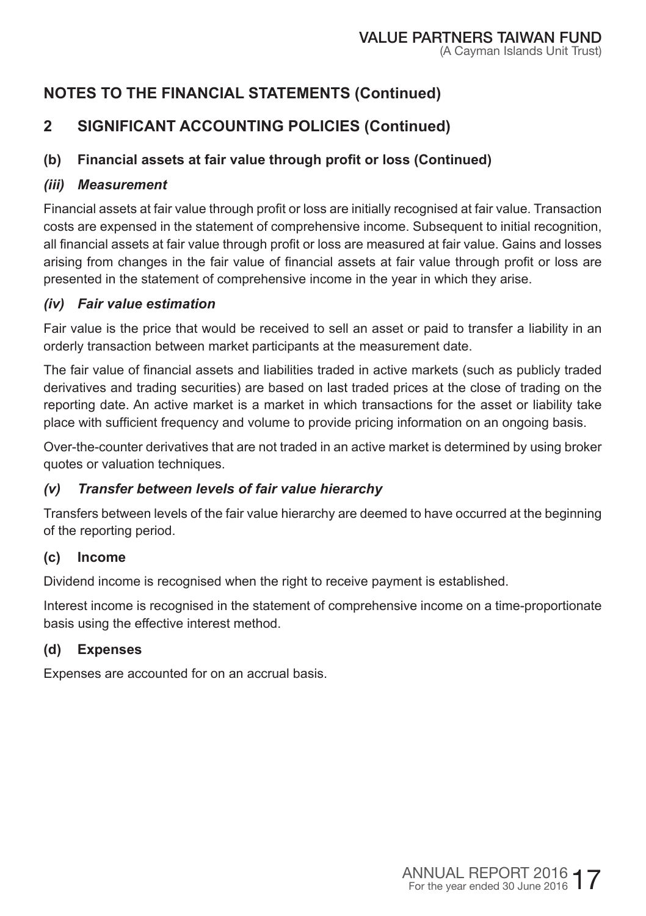## NOTES TO THE FINANCIAL STATEMENTS (Continued)

## 2 SIGNIFICANT ACCOUNTING POLICIES (Continued)

### (b) Financial assets at fair value through profit or loss (Continued)

#### *(iii) Measurement*

Financial assets at fair value through profit or loss are initially recognised at fair value. Transaction costs are expensed in the statement of comprehensive income. Subsequent to initial recognition, all financial assets at fair value through profit or loss are measured at fair value. Gains and losses arising from changes in the fair value of financial assets at fair value through profit or loss are presented in the statement of comprehensive income in the year in which they arise.

#### *(iv) Fair value estimation*

Fair value is the price that would be received to sell an asset or paid to transfer a liability in an orderly transaction between market participants at the measurement date.

The fair value of financial assets and liabilities traded in active markets (such as publicly traded derivatives and trading securities) are based on last traded prices at the close of trading on the reporting date. An active market is a market in which transactions for the asset or liability take place with sufficient frequency and volume to provide pricing information on an ongoing basis.

Over-the-counter derivatives that are not traded in an active market is determined by using broker quotes or valuation techniques.

#### *(v) Transfer between levels of fair value hierarchy*

Transfers between levels of the fair value hierarchy are deemed to have occurred at the beginning of the reporting period.

### (c) Income

Dividend income is recognised when the right to receive payment is established.

Interest income is recognised in the statement of comprehensive income on a time-proportionate basis using the effective interest method.

### (d) Expenses

Expenses are accounted for on an accrual basis.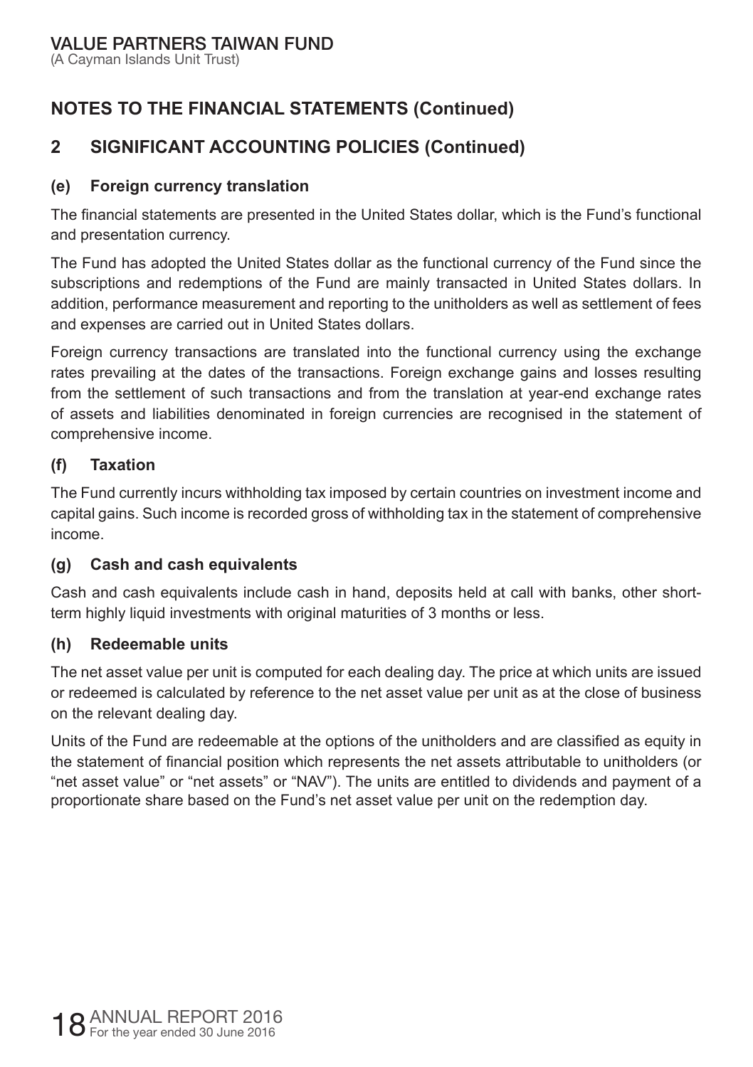## NOTES TO THE FINANCIAL STATEMENTS (Continued)

## 2 SIGNIFICANT ACCOUNTING POLICIES (Continued)

### (e) Foreign currency translation

The financial statements are presented in the United States dollar, which is the Fund's functional and presentation currency.

The Fund has adopted the United States dollar as the functional currency of the Fund since the subscriptions and redemptions of the Fund are mainly transacted in United States dollars. In addition, performance measurement and reporting to the unitholders as well as settlement of fees and expenses are carried out in United States dollars.

Foreign currency transactions are translated into the functional currency using the exchange rates prevailing at the dates of the transactions. Foreign exchange gains and losses resulting from the settlement of such transactions and from the translation at year-end exchange rates of assets and liabilities denominated in foreign currencies are recognised in the statement of comprehensive income.

### (f) Taxation

The Fund currently incurs withholding tax imposed by certain countries on investment income and capital gains. Such income is recorded gross of withholding tax in the statement of comprehensive income.

### (g) Cash and cash equivalents

Cash and cash equivalents include cash in hand, deposits held at call with banks, other short-term highly liquid investments with original maturities of 3 months or less.

### (h) Redeemable units

The net asset value per unit is computed for each dealing day. The price at which units are issued or redeemed is calculated by reference to the net asset value per unit as at the close of business on the relevant dealing day.

Units of the Fund are redeemable at the options of the unitholders and are classified as equity in the statement of financial position which represents the net assets attributable to unitholders (or "net asset value" or "net assets" or "NAV"). The units are entitled to dividends and payment of a proportionate share based on the Fund's net asset value per unit on the redemption day.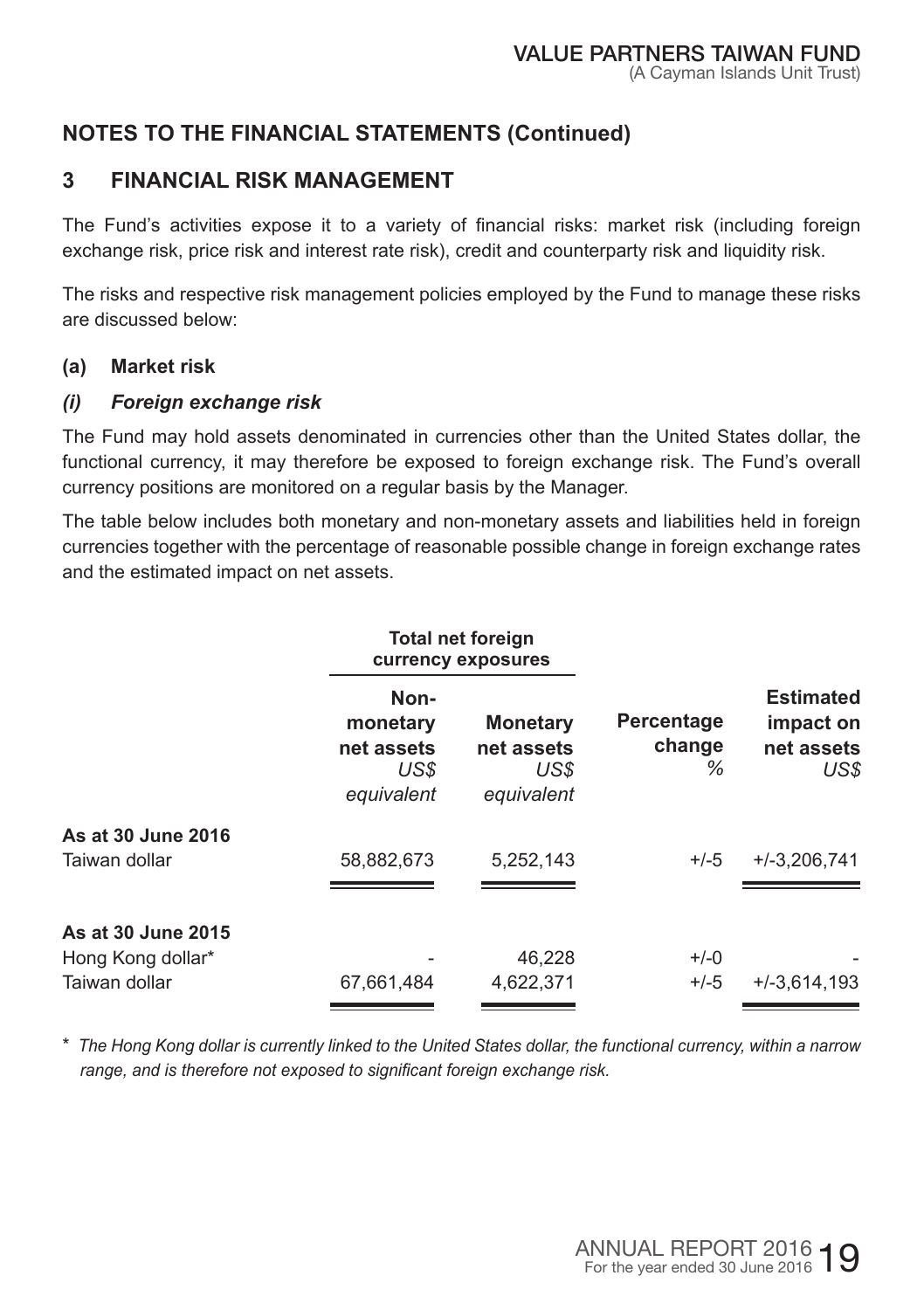## NOTES TO THE FINANCIAL STATEMENTS (Continued)

## 3 FINANCIAL RISK MANAGEMENT

The Fund's activities expose it to a variety of financial risks: market risk (including foreign exchange risk, price risk and interest rate risk), credit and counterparty risk and liquidity risk.

The risks and respective risk management policies employed by the Fund to manage these risks are discussed below:

### (a) Market risk

#### *(i) Foreign exchange risk*

The Fund may hold assets denominated in currencies other than the United States dollar, the functional currency, it may therefore be exposed to foreign exchange risk. The Fund's overall currency positions are monitored on a regular basis by the Manager.

The table below includes both monetary and non-monetary assets and liabilities held in foreign currencies together with the percentage of reasonable possible change in foreign exchange rates and the estimated impact on net assets.

| | Total net foreign currency exposures | | | |
|---|---|---|---|---|
| | **Non-monetary net assets** *US$ equivalent* | **Monetary net assets** *US$ equivalent* | **Percentage change** *%* | **Estimated impact on net assets** *US$* |
| **As at 30 June 2016** | | | | |
| Taiwan dollar | 58,882,673 | 5,252,143 | +/-5 | +/-3,206,741 |
| **As at 30 June 2015** | | | | |
| Hong Kong dollar* | - | 46,228 | +/-0 | - |
| Taiwan dollar | 67,661,484 | 4,622,371 | +/-5 | +/-3,614,193 |

\* *The Hong Kong dollar is currently linked to the United States dollar, the functional currency, within a narrow range, and is therefore not exposed to significant foreign exchange risk.*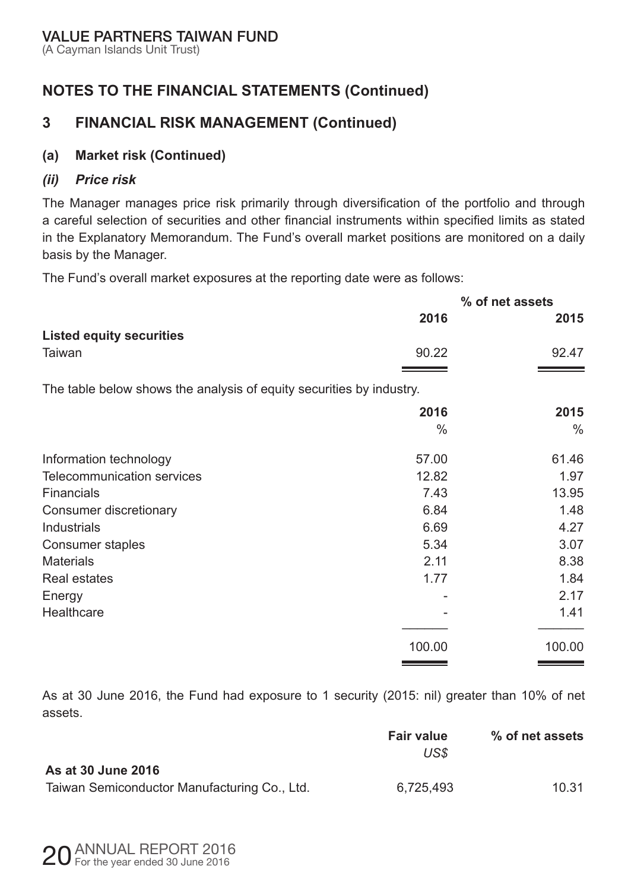# NOTES TO THE FINANCIAL STATEMENTS (Continued)

## 3 FINANCIAL RISK MANAGEMENT (Continued)

### (a) Market risk (Continued)

#### *(ii) Price risk*

The Manager manages price risk primarily through diversification of the portfolio and through a careful selection of securities and other financial instruments within specified limits as stated in the Explanatory Memorandum. The Fund's overall market positions are monitored on a daily basis by the Manager.

The Fund's overall market exposures at the reporting date were as follows:

| | % of net assets | |
|---|---|---|
| | **2016** | **2015** |
| **Listed equity securities** | | |
| Taiwan | 90.22 | 92.47 |

The table below shows the analysis of equity securities by industry.

| | 2016 | 2015 |
|---|---|---|
| | % | % |
| Information technology | 57.00 | 61.46 |
| Telecommunication services | 12.82 | 1.97 |
| Financials | 7.43 | 13.95 |
| Consumer discretionary | 6.84 | 1.48 |
| Industrials | 6.69 | 4.27 |
| Consumer staples | 5.34 | 3.07 |
| Materials | 2.11 | 8.38 |
| Real estates | 1.77 | 1.84 |
| Energy | - | 2.17 |
| Healthcare | - | 1.41 |
| | 100.00 | 100.00 |

As at 30 June 2016, the Fund had exposure to 1 security (2015: nil) greater than 10% of net assets.

| | Fair value US$ | % of net assets |
|---|---|---|
| **As at 30 June 2016** | | |
| Taiwan Semiconductor Manufacturing Co., Ltd. | 6,725,493 | 10.31 |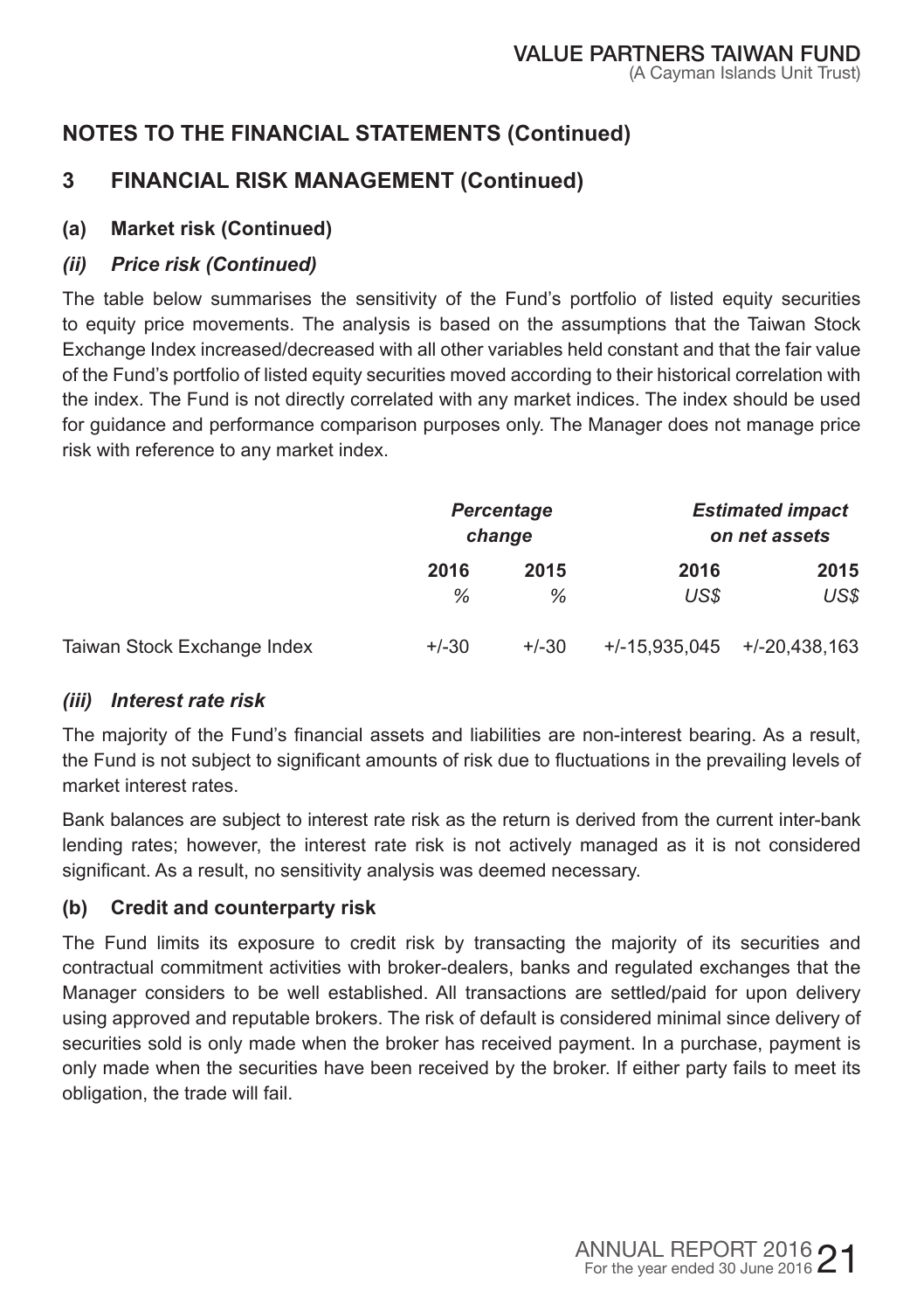## NOTES TO THE FINANCIAL STATEMENTS (Continued)

## 3 FINANCIAL RISK MANAGEMENT (Continued)

### (a) Market risk (Continued)

#### *(ii) Price risk (Continued)*

The table below summarises the sensitivity of the Fund's portfolio of listed equity securities to equity price movements. The analysis is based on the assumptions that the Taiwan Stock Exchange Index increased/decreased with all other variables held constant and that the fair value of the Fund's portfolio of listed equity securities moved according to their historical correlation with the index. The Fund is not directly correlated with any market indices. The index should be used for guidance and performance comparison purposes only. The Manager does not manage price risk with reference to any market index.

| | *Percentage change* | | *Estimated impact on net assets* | |
|---|---|---|---|---|
| | **2016** | **2015** | **2016** | **2015** |
| | *%* | *%* | *US$* | *US$* |
| Taiwan Stock Exchange Index | +/-30 | +/-30 | +/-15,935,045 | +/-20,438,163 |

#### *(iii) Interest rate risk*

The majority of the Fund's financial assets and liabilities are non-interest bearing. As a result, the Fund is not subject to significant amounts of risk due to fluctuations in the prevailing levels of market interest rates.

Bank balances are subject to interest rate risk as the return is derived from the current inter-bank lending rates; however, the interest rate risk is not actively managed as it is not considered significant. As a result, no sensitivity analysis was deemed necessary.

### (b) Credit and counterparty risk

The Fund limits its exposure to credit risk by transacting the majority of its securities and contractual commitment activities with broker-dealers, banks and regulated exchanges that the Manager considers to be well established. All transactions are settled/paid for upon delivery using approved and reputable brokers. The risk of default is considered minimal since delivery of securities sold is only made when the broker has received payment. In a purchase, payment is only made when the securities have been received by the broker. If either party fails to meet its obligation, the trade will fail.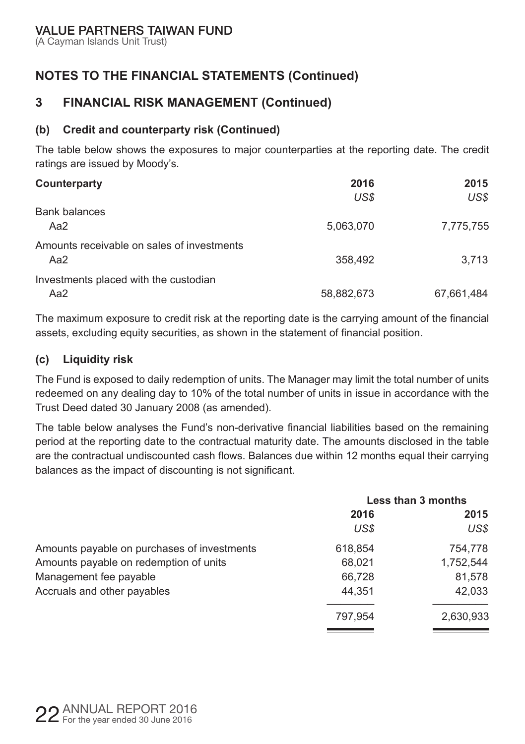## NOTES TO THE FINANCIAL STATEMENTS (Continued)

## 3 FINANCIAL RISK MANAGEMENT (Continued)

### (b) Credit and counterparty risk (Continued)

The table below shows the exposures to major counterparties at the reporting date. The credit ratings are issued by Moody's.

| Counterparty | 2016 | 2015 |
|---|---|---|
| | *US$* | *US$* |
| Bank balances | | |
| Aa2 | 5,063,070 | 7,775,755 |
| Amounts receivable on sales of investments | | |
| Aa2 | 358,492 | 3,713 |
| Investments placed with the custodian | | |
| Aa2 | 58,882,673 | 67,661,484 |

The maximum exposure to credit risk at the reporting date is the carrying amount of the financial assets, excluding equity securities, as shown in the statement of financial position.

### (c) Liquidity risk

The Fund is exposed to daily redemption of units. The Manager may limit the total number of units redeemed on any dealing day to 10% of the total number of units in issue in accordance with the Trust Deed dated 30 January 2008 (as amended).

The table below analyses the Fund's non-derivative financial liabilities based on the remaining period at the reporting date to the contractual maturity date. The amounts disclosed in the table are the contractual undiscounted cash flows. Balances due within 12 months equal their carrying balances as the impact of discounting is not significant.

| | Less than 3 months | |
|---|---|---|
| | 2016 | 2015 |
| | *US$* | *US$* |
| Amounts payable on purchases of investments | 618,854 | 754,778 |
| Amounts payable on redemption of units | 68,021 | 1,752,544 |
| Management fee payable | 66,728 | 81,578 |
| Accruals and other payables | 44,351 | 42,033 |
| | 797,954 | 2,630,933 |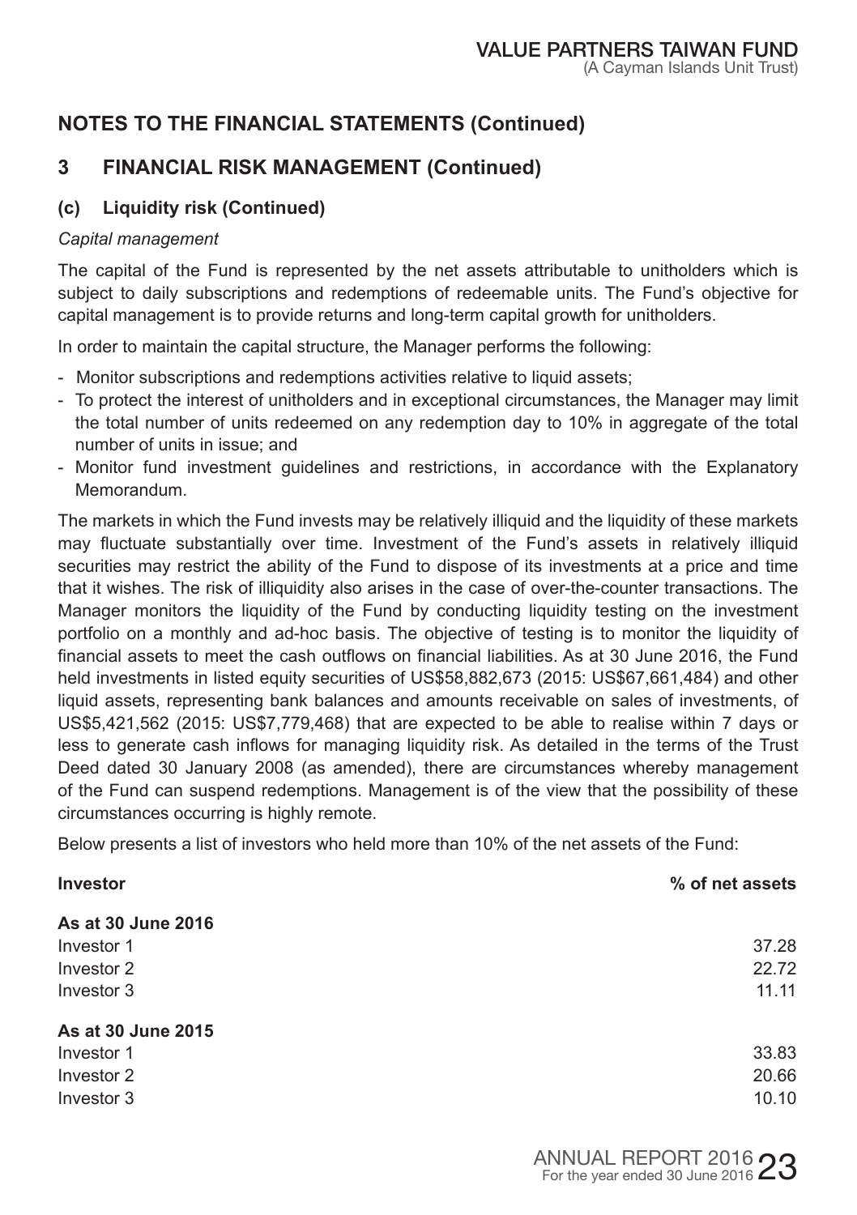## NOTES TO THE FINANCIAL STATEMENTS (Continued)

## 3 FINANCIAL RISK MANAGEMENT (Continued)

### (c) Liquidity risk (Continued)

*Capital management*

The capital of the Fund is represented by the net assets attributable to unitholders which is subject to daily subscriptions and redemptions of redeemable units. The Fund's objective for capital management is to provide returns and long-term capital growth for unitholders.

In order to maintain the capital structure, the Manager performs the following:

- Monitor subscriptions and redemptions activities relative to liquid assets;
- To protect the interest of unitholders and in exceptional circumstances, the Manager may limit the total number of units redeemed on any redemption day to 10% in aggregate of the total number of units in issue; and
- Monitor fund investment guidelines and restrictions, in accordance with the Explanatory Memorandum.

The markets in which the Fund invests may be relatively illiquid and the liquidity of these markets may fluctuate substantially over time. Investment of the Fund's assets in relatively illiquid securities may restrict the ability of the Fund to dispose of its investments at a price and time that it wishes. The risk of illiquidity also arises in the case of over-the-counter transactions. The Manager monitors the liquidity of the Fund by conducting liquidity testing on the investment portfolio on a monthly and ad-hoc basis. The objective of testing is to monitor the liquidity of financial assets to meet the cash outflows on financial liabilities. As at 30 June 2016, the Fund held investments in listed equity securities of US$58,882,673 (2015: US$67,661,484) and other liquid assets, representing bank balances and amounts receivable on sales of investments, of US$5,421,562 (2015: US$7,779,468) that are expected to be able to realise within 7 days or less to generate cash inflows for managing liquidity risk. As detailed in the terms of the Trust Deed dated 30 January 2008 (as amended), there are circumstances whereby management of the Fund can suspend redemptions. Management is of the view that the possibility of these circumstances occurring is highly remote.

Below presents a list of investors who held more than 10% of the net assets of the Fund:

| **Investor** | **% of net assets** |
|---|---|
| **As at 30 June 2016** | |
| Investor 1 | 37.28 |
| Investor 2 | 22.72 |
| Investor 3 | 11.11 |
| **As at 30 June 2015** | |
| Investor 1 | 33.83 |
| Investor 2 | 20.66 |
| Investor 3 | 10.10 |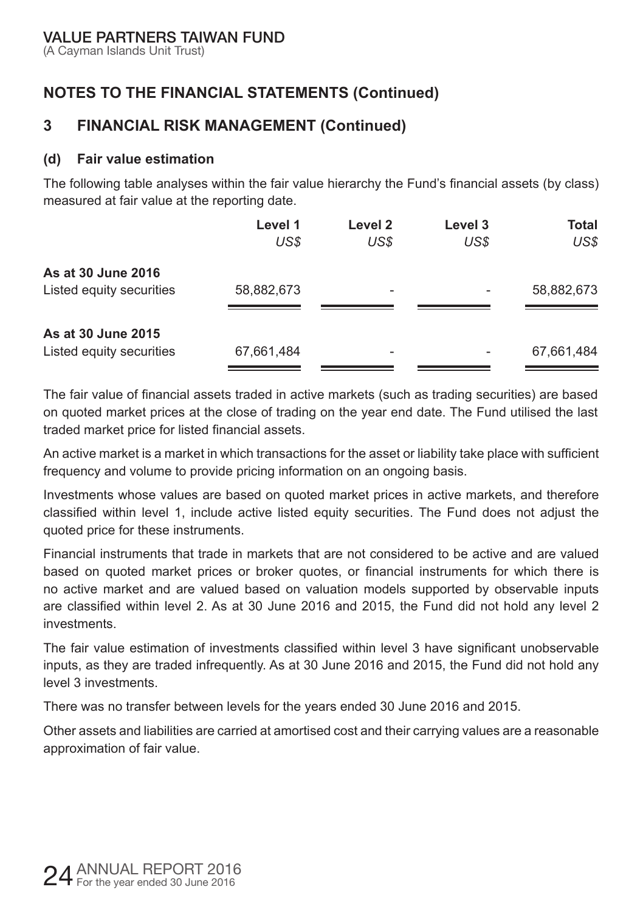## NOTES TO THE FINANCIAL STATEMENTS (Continued)

## 3 FINANCIAL RISK MANAGEMENT (Continued)

### (d) Fair value estimation

The following table analyses within the fair value hierarchy the Fund's financial assets (by class) measured at fair value at the reporting date.

| | Level 1 | Level 2 | Level 3 | Total |
|---|---|---|---|---|
| | *US$* | *US$* | *US$* | *US$* |
| **As at 30 June 2016** | | | | |
| Listed equity securities | 58,882,673 | - | - | 58,882,673 |
| **As at 30 June 2015** | | | | |
| Listed equity securities | 67,661,484 | - | - | 67,661,484 |

The fair value of financial assets traded in active markets (such as trading securities) are based on quoted market prices at the close of trading on the year end date. The Fund utilised the last traded market price for listed financial assets.

An active market is a market in which transactions for the asset or liability take place with sufficient frequency and volume to provide pricing information on an ongoing basis.

Investments whose values are based on quoted market prices in active markets, and therefore classified within level 1, include active listed equity securities. The Fund does not adjust the quoted price for these instruments.

Financial instruments that trade in markets that are not considered to be active and are valued based on quoted market prices or broker quotes, or financial instruments for which there is no active market and are valued based on valuation models supported by observable inputs are classified within level 2. As at 30 June 2016 and 2015, the Fund did not hold any level 2 investments.

The fair value estimation of investments classified within level 3 have significant unobservable inputs, as they are traded infrequently. As at 30 June 2016 and 2015, the Fund did not hold any level 3 investments.

There was no transfer between levels for the years ended 30 June 2016 and 2015.

Other assets and liabilities are carried at amortised cost and their carrying values are a reasonable approximation of fair value.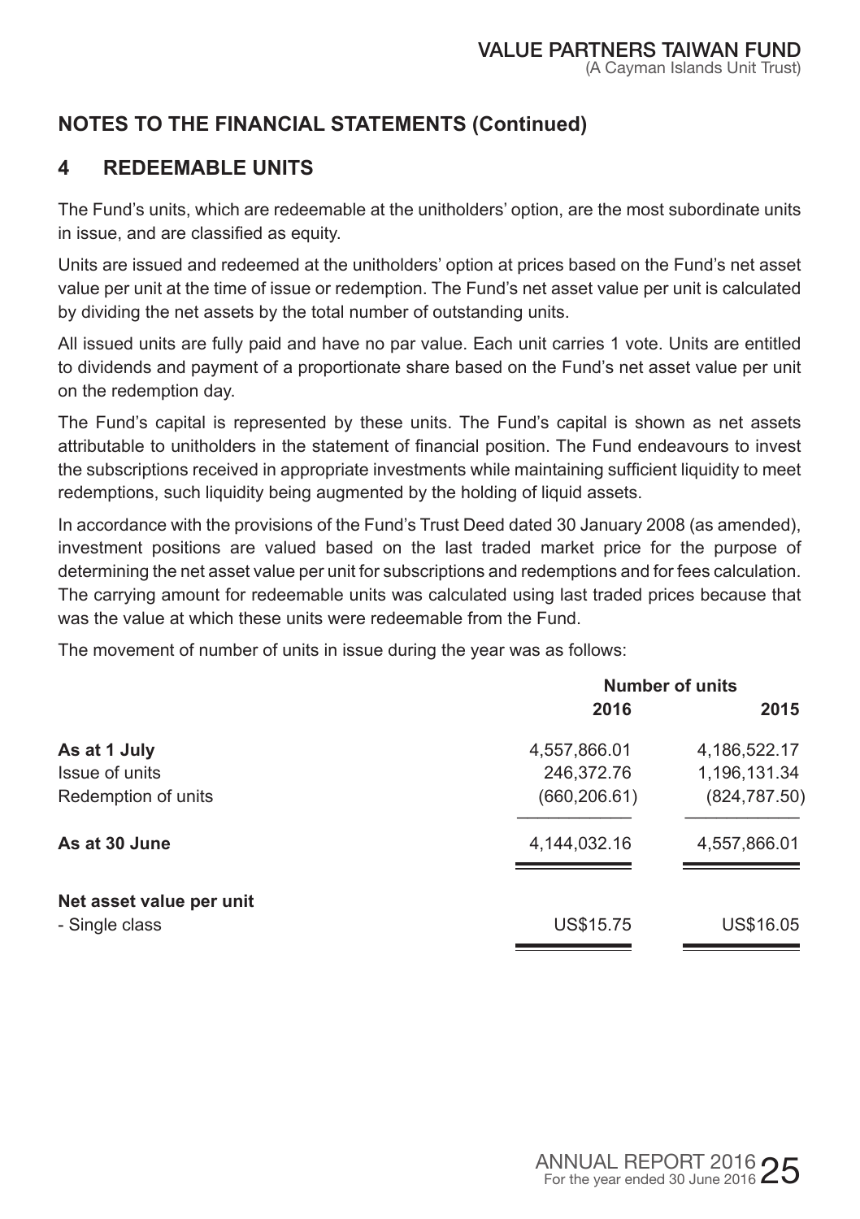## NOTES TO THE FINANCIAL STATEMENTS (Continued)

## 4 REDEEMABLE UNITS

The Fund's units, which are redeemable at the unitholders' option, are the most subordinate units in issue, and are classified as equity.

Units are issued and redeemed at the unitholders' option at prices based on the Fund's net asset value per unit at the time of issue or redemption. The Fund's net asset value per unit is calculated by dividing the net assets by the total number of outstanding units.

All issued units are fully paid and have no par value. Each unit carries 1 vote. Units are entitled to dividends and payment of a proportionate share based on the Fund's net asset value per unit on the redemption day.

The Fund's capital is represented by these units. The Fund's capital is shown as net assets attributable to unitholders in the statement of financial position. The Fund endeavours to invest the subscriptions received in appropriate investments while maintaining sufficient liquidity to meet redemptions, such liquidity being augmented by the holding of liquid assets.

In accordance with the provisions of the Fund's Trust Deed dated 30 January 2008 (as amended), investment positions are valued based on the last traded market price for the purpose of determining the net asset value per unit for subscriptions and redemptions and for fees calculation. The carrying amount for redeemable units was calculated using last traded prices because that was the value at which these units were redeemable from the Fund.

The movement of number of units in issue during the year was as follows:

| | Number of units | |
|---|---|---|
| | 2016 | 2015 |
| **As at 1 July** | 4,557,866.01 | 4,186,522.17 |
| Issue of units | 246,372.76 | 1,196,131.34 |
| Redemption of units | (660,206.61) | (824,787.50) |
| **As at 30 June** | 4,144,032.16 | 4,557,866.01 |
| **Net asset value per unit** | | |
| - Single class | US$15.75 | US$16.05 |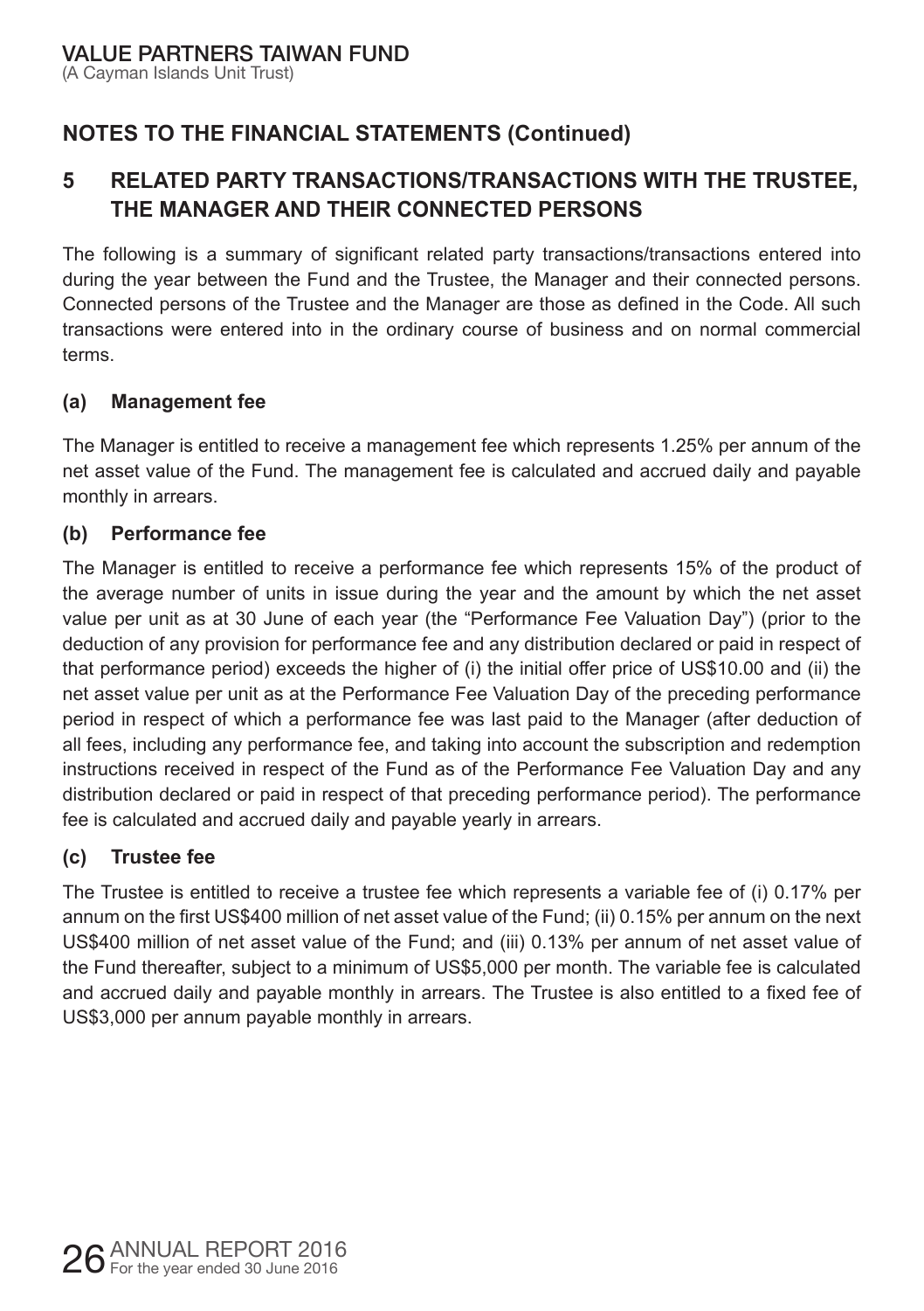## NOTES TO THE FINANCIAL STATEMENTS (Continued)

## 5 RELATED PARTY TRANSACTIONS/TRANSACTIONS WITH THE TRUSTEE, THE MANAGER AND THEIR CONNECTED PERSONS

The following is a summary of significant related party transactions/transactions entered into during the year between the Fund and the Trustee, the Manager and their connected persons. Connected persons of the Trustee and the Manager are those as defined in the Code. All such transactions were entered into in the ordinary course of business and on normal commercial terms.

### (a) Management fee

The Manager is entitled to receive a management fee which represents 1.25% per annum of the net asset value of the Fund. The management fee is calculated and accrued daily and payable monthly in arrears.

### (b) Performance fee

The Manager is entitled to receive a performance fee which represents 15% of the product of the average number of units in issue during the year and the amount by which the net asset value per unit as at 30 June of each year (the "Performance Fee Valuation Day") (prior to the deduction of any provision for performance fee and any distribution declared or paid in respect of that performance period) exceeds the higher of (i) the initial offer price of US$10.00 and (ii) the net asset value per unit as at the Performance Fee Valuation Day of the preceding performance period in respect of which a performance fee was last paid to the Manager (after deduction of all fees, including any performance fee, and taking into account the subscription and redemption instructions received in respect of the Fund as of the Performance Fee Valuation Day and any distribution declared or paid in respect of that preceding performance period). The performance fee is calculated and accrued daily and payable yearly in arrears.

### (c) Trustee fee

The Trustee is entitled to receive a trustee fee which represents a variable fee of (i) 0.17% per annum on the first US$400 million of net asset value of the Fund; (ii) 0.15% per annum on the next US$400 million of net asset value of the Fund; and (iii) 0.13% per annum of net asset value of the Fund thereafter, subject to a minimum of US$5,000 per month. The variable fee is calculated and accrued daily and payable monthly in arrears. The Trustee is also entitled to a fixed fee of US$3,000 per annum payable monthly in arrears.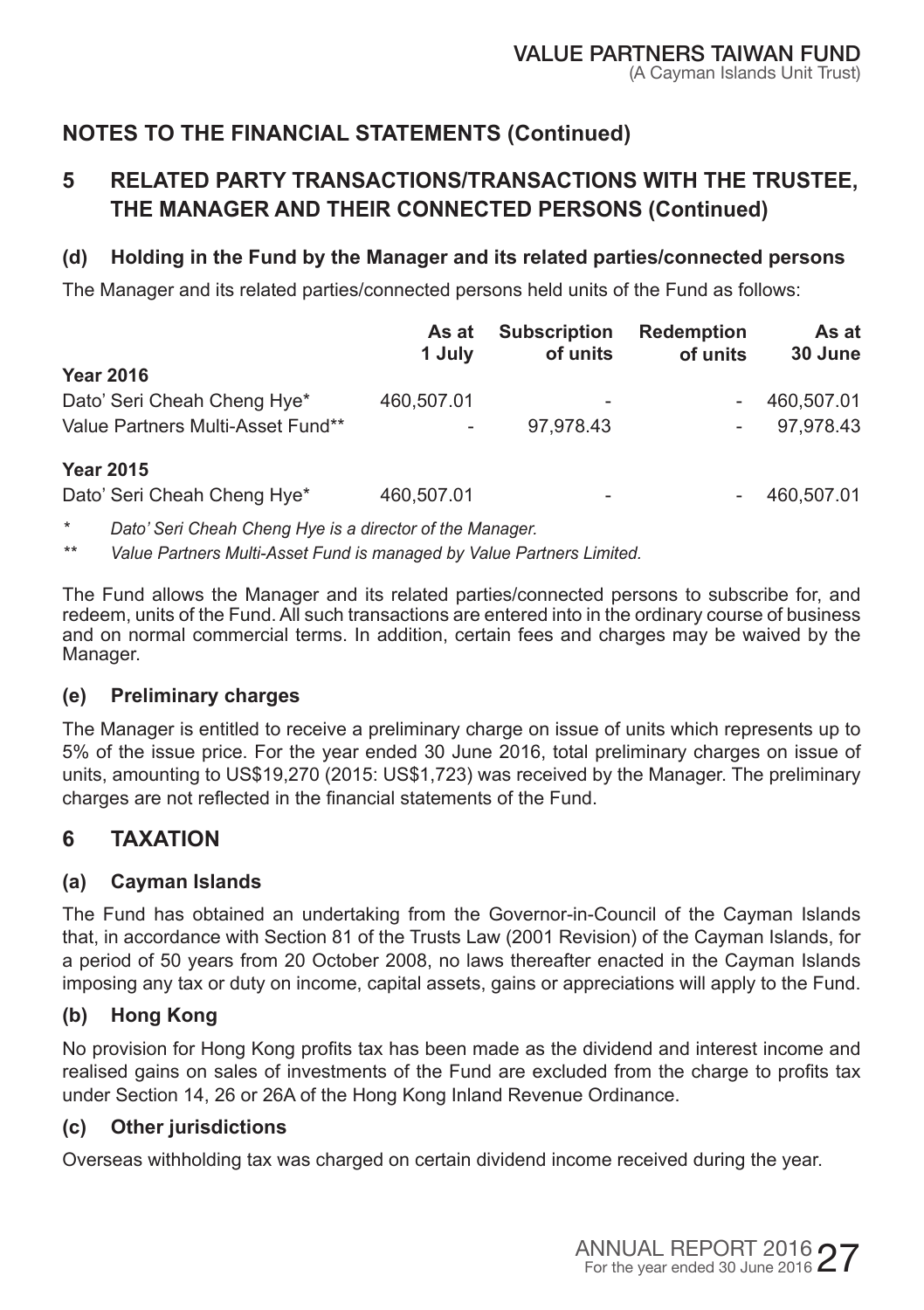## NOTES TO THE FINANCIAL STATEMENTS (Continued)

## 5 RELATED PARTY TRANSACTIONS/TRANSACTIONS WITH THE TRUSTEE, THE MANAGER AND THEIR CONNECTED PERSONS (Continued)

### (d) Holding in the Fund by the Manager and its related parties/connected persons

The Manager and its related parties/connected persons held units of the Fund as follows:

| | As at 1 July | Subscription of units | Redemption of units | As at 30 June |
|---|---|---|---|---|
| **Year 2016** | | | | |
| Dato' Seri Cheah Cheng Hye* | 460,507.01 | - | - | 460,507.01 |
| Value Partners Multi-Asset Fund** | - | 97,978.43 | - | 97,978.43 |
| **Year 2015** | | | | |
| Dato' Seri Cheah Cheng Hye* | 460,507.01 | - | - | 460,507.01 |

\* *Dato' Seri Cheah Cheng Hye is a director of the Manager.*

\*\* *Value Partners Multi-Asset Fund is managed by Value Partners Limited.*

The Fund allows the Manager and its related parties/connected persons to subscribe for, and redeem, units of the Fund. All such transactions are entered into in the ordinary course of business and on normal commercial terms. In addition, certain fees and charges may be waived by the Manager.

### (e) Preliminary charges

The Manager is entitled to receive a preliminary charge on issue of units which represents up to 5% of the issue price. For the year ended 30 June 2016, total preliminary charges on issue of units, amounting to US$19,270 (2015: US$1,723) was received by the Manager. The preliminary charges are not reflected in the financial statements of the Fund.

## 6 TAXATION

### (a) Cayman Islands

The Fund has obtained an undertaking from the Governor-in-Council of the Cayman Islands that, in accordance with Section 81 of the Trusts Law (2001 Revision) of the Cayman Islands, for a period of 50 years from 20 October 2008, no laws thereafter enacted in the Cayman Islands imposing any tax or duty on income, capital assets, gains or appreciations will apply to the Fund.

### (b) Hong Kong

No provision for Hong Kong profits tax has been made as the dividend and interest income and realised gains on sales of investments of the Fund are excluded from the charge to profits tax under Section 14, 26 or 26A of the Hong Kong Inland Revenue Ordinance.

### (c) Other jurisdictions

Overseas withholding tax was charged on certain dividend income received during the year.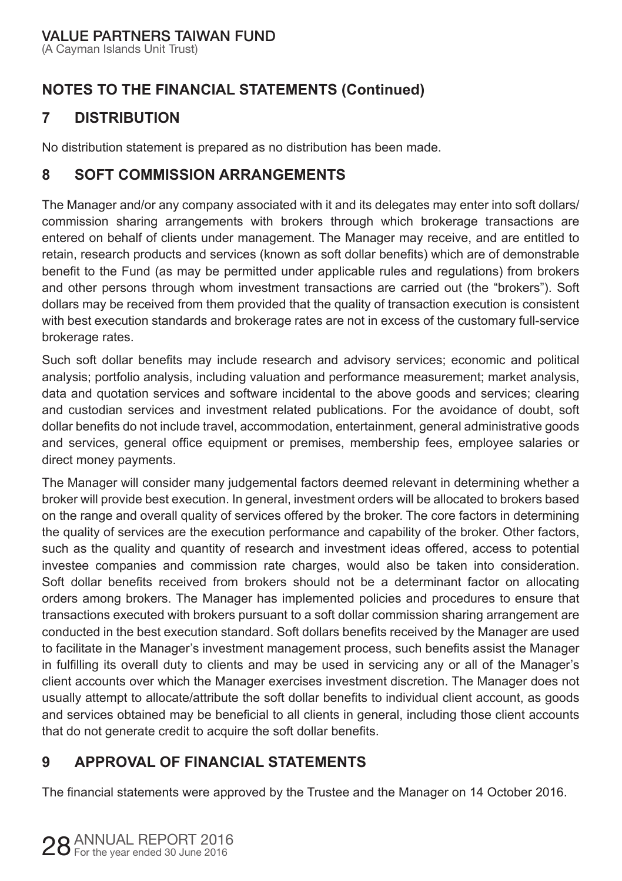## NOTES TO THE FINANCIAL STATEMENTS (Continued)

## 7 DISTRIBUTION

No distribution statement is prepared as no distribution has been made.

## 8 SOFT COMMISSION ARRANGEMENTS

The Manager and/or any company associated with it and its delegates may enter into soft dollars/commission sharing arrangements with brokers through which brokerage transactions are entered on behalf of clients under management. The Manager may receive, and are entitled to retain, research products and services (known as soft dollar benefits) which are of demonstrable benefit to the Fund (as may be permitted under applicable rules and regulations) from brokers and other persons through whom investment transactions are carried out (the "brokers"). Soft dollars may be received from them provided that the quality of transaction execution is consistent with best execution standards and brokerage rates are not in excess of the customary full-service brokerage rates.

Such soft dollar benefits may include research and advisory services; economic and political analysis; portfolio analysis, including valuation and performance measurement; market analysis, data and quotation services and software incidental to the above goods and services; clearing and custodian services and investment related publications. For the avoidance of doubt, soft dollar benefits do not include travel, accommodation, entertainment, general administrative goods and services, general office equipment or premises, membership fees, employee salaries or direct money payments.

The Manager will consider many judgemental factors deemed relevant in determining whether a broker will provide best execution. In general, investment orders will be allocated to brokers based on the range and overall quality of services offered by the broker. The core factors in determining the quality of services are the execution performance and capability of the broker. Other factors, such as the quality and quantity of research and investment ideas offered, access to potential investee companies and commission rate charges, would also be taken into consideration. Soft dollar benefits received from brokers should not be a determinant factor on allocating orders among brokers. The Manager has implemented policies and procedures to ensure that transactions executed with brokers pursuant to a soft dollar commission sharing arrangement are conducted in the best execution standard. Soft dollars benefits received by the Manager are used to facilitate in the Manager's investment management process, such benefits assist the Manager in fulfilling its overall duty to clients and may be used in servicing any or all of the Manager's client accounts over which the Manager exercises investment discretion. The Manager does not usually attempt to allocate/attribute the soft dollar benefits to individual client account, as goods and services obtained may be beneficial to all clients in general, including those client accounts that do not generate credit to acquire the soft dollar benefits.

## 9 APPROVAL OF FINANCIAL STATEMENTS

The financial statements were approved by the Trustee and the Manager on 14 October 2016.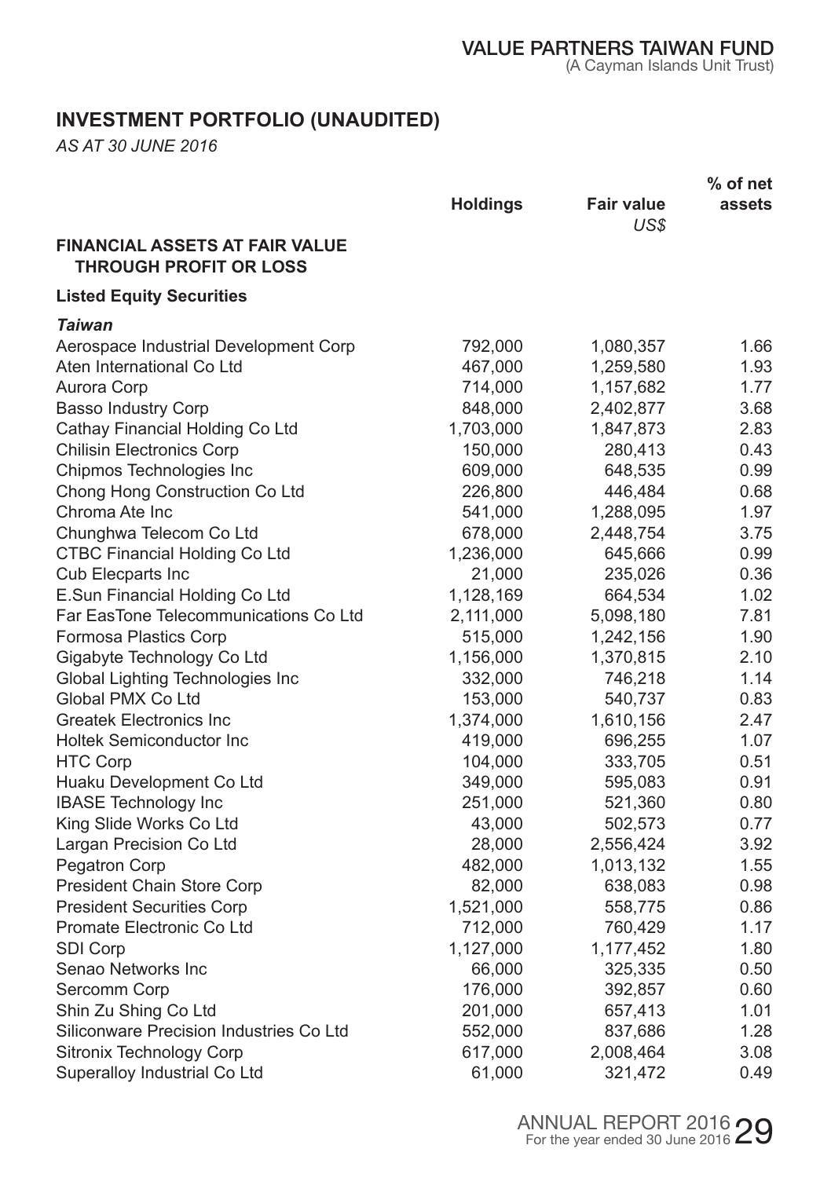## INVESTMENT PORTFOLIO (UNAUDITED)

*AS AT 30 JUNE 2016*

| | Holdings | Fair value *US$* | % of net assets |
|---|---|---|---|
| **FINANCIAL ASSETS AT FAIR VALUE THROUGH PROFIT OR LOSS** | | | |
| **Listed Equity Securities** | | | |
| ***Taiwan*** | | | |
| Aerospace Industrial Development Corp | 792,000 | 1,080,357 | 1.66 |
| Aten International Co Ltd | 467,000 | 1,259,580 | 1.93 |
| Aurora Corp | 714,000 | 1,157,682 | 1.77 |
| Basso Industry Corp | 848,000 | 2,402,877 | 3.68 |
| Cathay Financial Holding Co Ltd | 1,703,000 | 1,847,873 | 2.83 |
| Chilisin Electronics Corp | 150,000 | 280,413 | 0.43 |
| Chipmos Technologies Inc | 609,000 | 648,535 | 0.99 |
| Chong Hong Construction Co Ltd | 226,800 | 446,484 | 0.68 |
| Chroma Ate Inc | 541,000 | 1,288,095 | 1.97 |
| Chunghwa Telecom Co Ltd | 678,000 | 2,448,754 | 3.75 |
| CTBC Financial Holding Co Ltd | 1,236,000 | 645,666 | 0.99 |
| Cub Elecparts Inc | 21,000 | 235,026 | 0.36 |
| E.Sun Financial Holding Co Ltd | 1,128,169 | 664,534 | 1.02 |
| Far EasTone Telecommunications Co Ltd | 2,111,000 | 5,098,180 | 7.81 |
| Formosa Plastics Corp | 515,000 | 1,242,156 | 1.90 |
| Gigabyte Technology Co Ltd | 1,156,000 | 1,370,815 | 2.10 |
| Global Lighting Technologies Inc | 332,000 | 746,218 | 1.14 |
| Global PMX Co Ltd | 153,000 | 540,737 | 0.83 |
| Greatek Electronics Inc | 1,374,000 | 1,610,156 | 2.47 |
| Holtek Semiconductor Inc | 419,000 | 696,255 | 1.07 |
| HTC Corp | 104,000 | 333,705 | 0.51 |
| Huaku Development Co Ltd | 349,000 | 595,083 | 0.91 |
| IBASE Technology Inc | 251,000 | 521,360 | 0.80 |
| King Slide Works Co Ltd | 43,000 | 502,573 | 0.77 |
| Largan Precision Co Ltd | 28,000 | 2,556,424 | 3.92 |
| Pegatron Corp | 482,000 | 1,013,132 | 1.55 |
| President Chain Store Corp | 82,000 | 638,083 | 0.98 |
| President Securities Corp | 1,521,000 | 558,775 | 0.86 |
| Promate Electronic Co Ltd | 712,000 | 760,429 | 1.17 |
| SDI Corp | 1,127,000 | 1,177,452 | 1.80 |
| Senao Networks Inc | 66,000 | 325,335 | 0.50 |
| Sercomm Corp | 176,000 | 392,857 | 0.60 |
| Shin Zu Shing Co Ltd | 201,000 | 657,413 | 1.01 |
| Siliconware Precision Industries Co Ltd | 552,000 | 837,686 | 1.28 |
| Sitronix Technology Corp | 617,000 | 2,008,464 | 3.08 |
| Superalloy Industrial Co Ltd | 61,000 | 321,472 | 0.49 |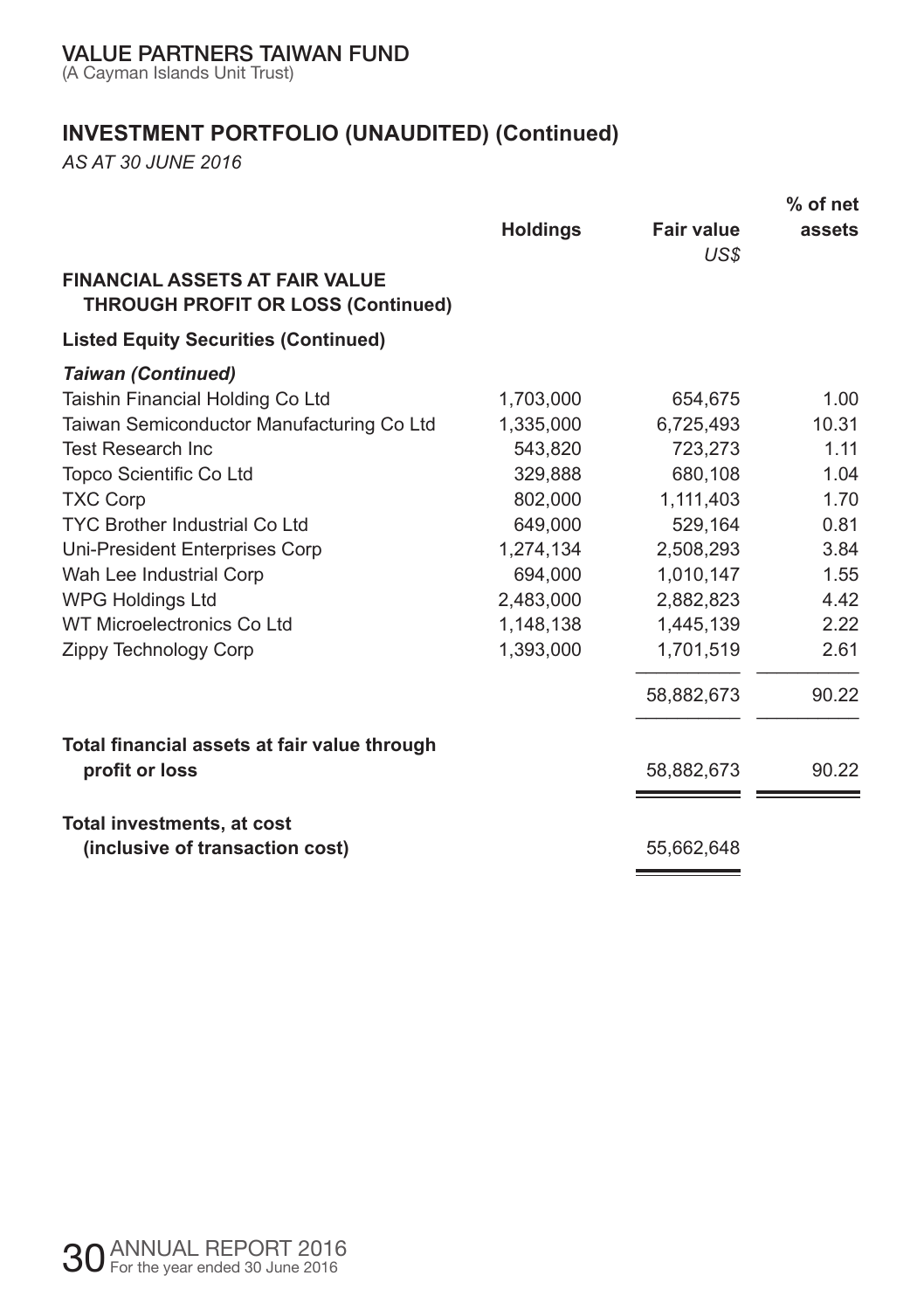VALUE PARTNERS TAIWAN FUND
(A Cayman Islands Unit Trust)

## INVESTMENT PORTFOLIO (UNAUDITED) (Continued)

*AS AT 30 JUNE 2016*

| | Holdings | Fair value US$ | % of net assets |
|---|---|---|---|
| **FINANCIAL ASSETS AT FAIR VALUE THROUGH PROFIT OR LOSS (Continued)** | | | |
| **Listed Equity Securities (Continued)** | | | |
| ***Taiwan (Continued)*** | | | |
| Taishin Financial Holding Co Ltd | 1,703,000 | 654,675 | 1.00 |
| Taiwan Semiconductor Manufacturing Co Ltd | 1,335,000 | 6,725,493 | 10.31 |
| Test Research Inc | 543,820 | 723,273 | 1.11 |
| Topco Scientific Co Ltd | 329,888 | 680,108 | 1.04 |
| TXC Corp | 802,000 | 1,111,403 | 1.70 |
| TYC Brother Industrial Co Ltd | 649,000 | 529,164 | 0.81 |
| Uni-President Enterprises Corp | 1,274,134 | 2,508,293 | 3.84 |
| Wah Lee Industrial Corp | 694,000 | 1,010,147 | 1.55 |
| WPG Holdings Ltd | 2,483,000 | 2,882,823 | 4.42 |
| WT Microelectronics Co Ltd | 1,148,138 | 1,445,139 | 2.22 |
| Zippy Technology Corp | 1,393,000 | 1,701,519 | 2.61 |
| | | 58,882,673 | 90.22 |
| **Total financial assets at fair value through profit or loss** | | 58,882,673 | 90.22 |
| **Total investments, at cost (inclusive of transaction cost)** | | 55,662,648 | |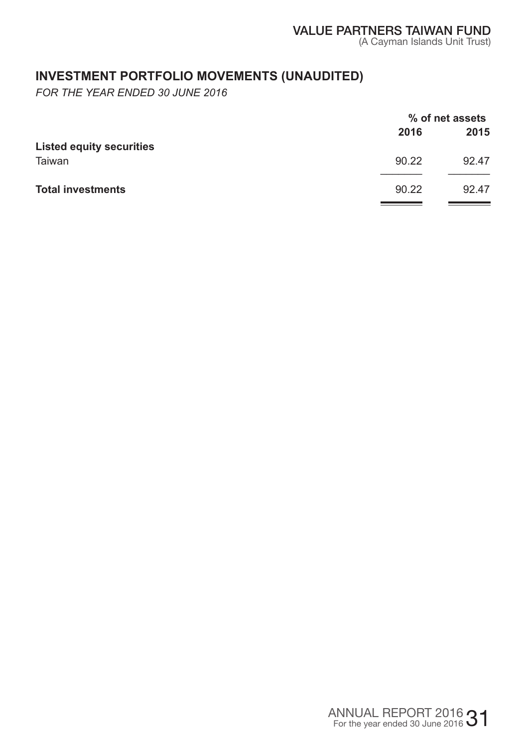# INVESTMENT PORTFOLIO MOVEMENTS (UNAUDITED)

*FOR THE YEAR ENDED 30 JUNE 2016*

| | % of net assets | |
|---|---|---|
| | **2016** | **2015** |
| **Listed equity securities** | | |
| Taiwan | 90.22 | 92.47 |
| **Total investments** | 90.22 | 92.47 |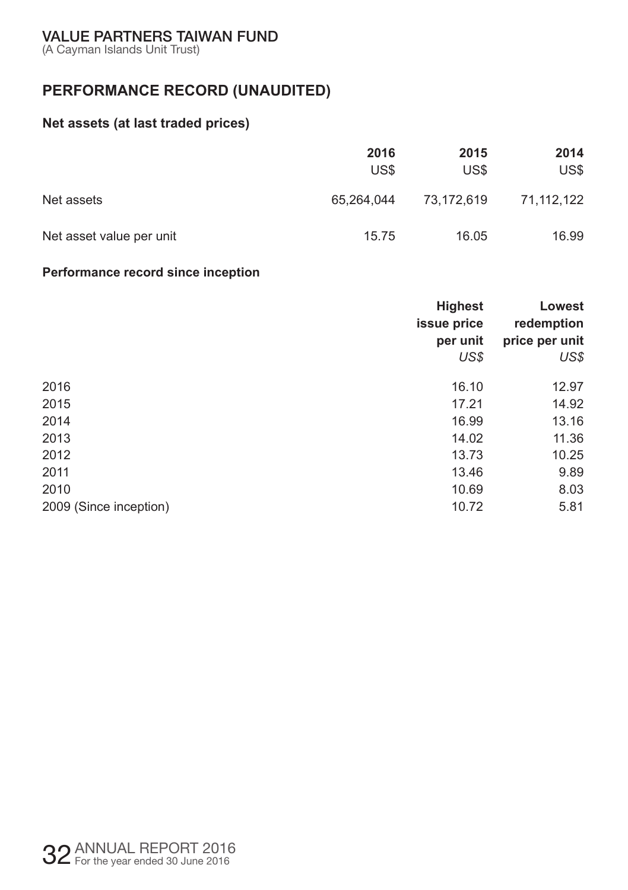# VALUE PARTNERS TAIWAN FUND

(A Cayman Islands Unit Trust)

## PERFORMANCE RECORD (UNAUDITED)

### Net assets (at last traded prices)

| | **2016** US$ | **2015** US$ | **2014** US$ |
|---|---|---|---|
| Net assets | 65,264,044 | 73,172,619 | 71,112,122 |
| Net asset value per unit | 15.75 | 16.05 | 16.99 |

### Performance record since inception

| | **Highest issue price per unit** *US$* | **Lowest redemption price per unit** *US$* |
|---|---|---|
| 2016 | 16.10 | 12.97 |
| 2015 | 17.21 | 14.92 |
| 2014 | 16.99 | 13.16 |
| 2013 | 14.02 | 11.36 |
| 2012 | 13.73 | 10.25 |
| 2011 | 13.46 | 9.89 |
| 2010 | 10.69 | 8.03 |
| 2009 (Since inception) | 10.72 | 5.81 |